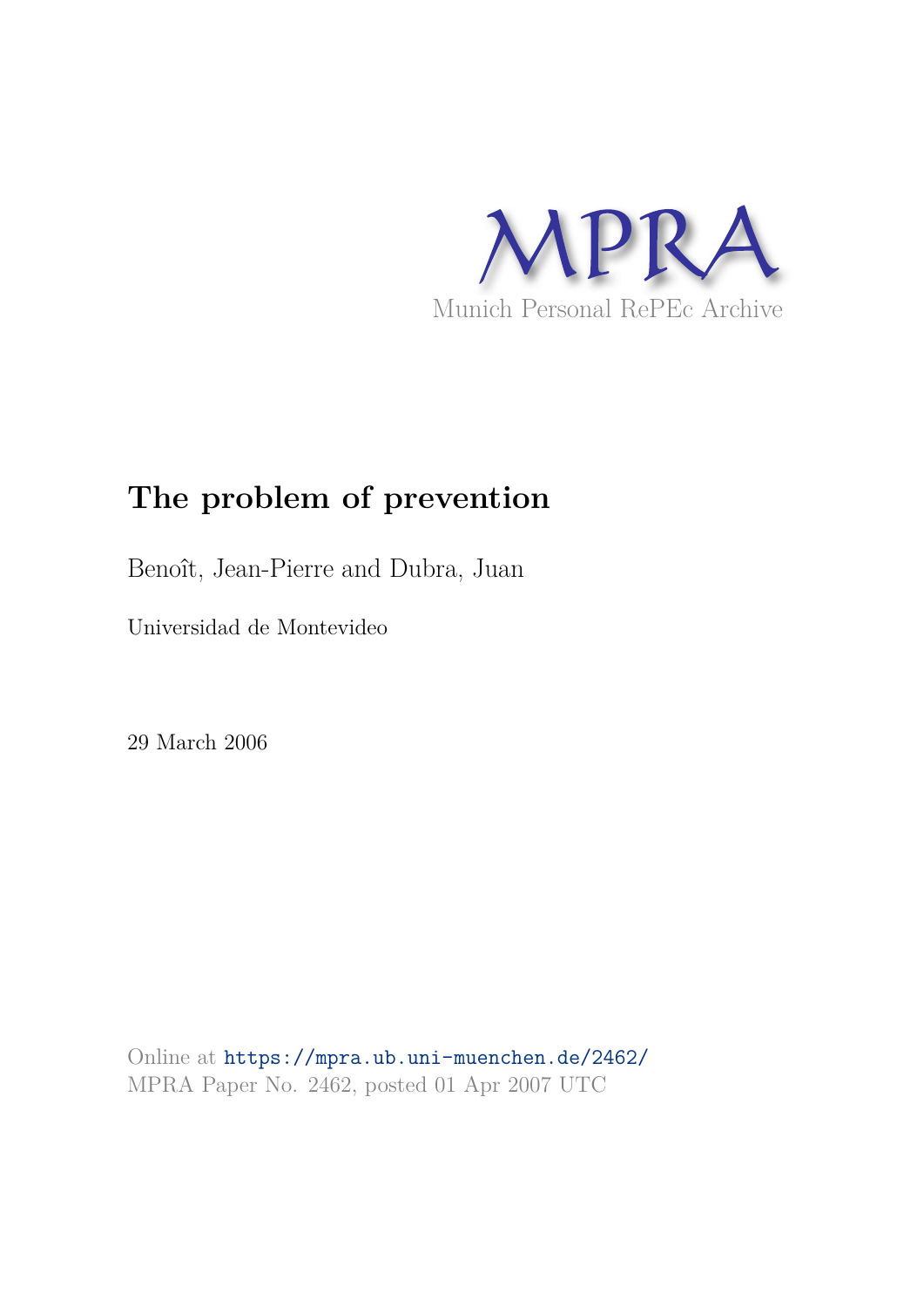MPRA

Munich Personal RePEc Archive

# The problem of prevention

Benoît, Jean-Pierre and Dubra, Juan

Universidad de Montevideo

29 March 2006

Online at https://mpra.ub.uni-muenchen.de/2462/
MPRA Paper No. 2462, posted 01 Apr 2007 UTC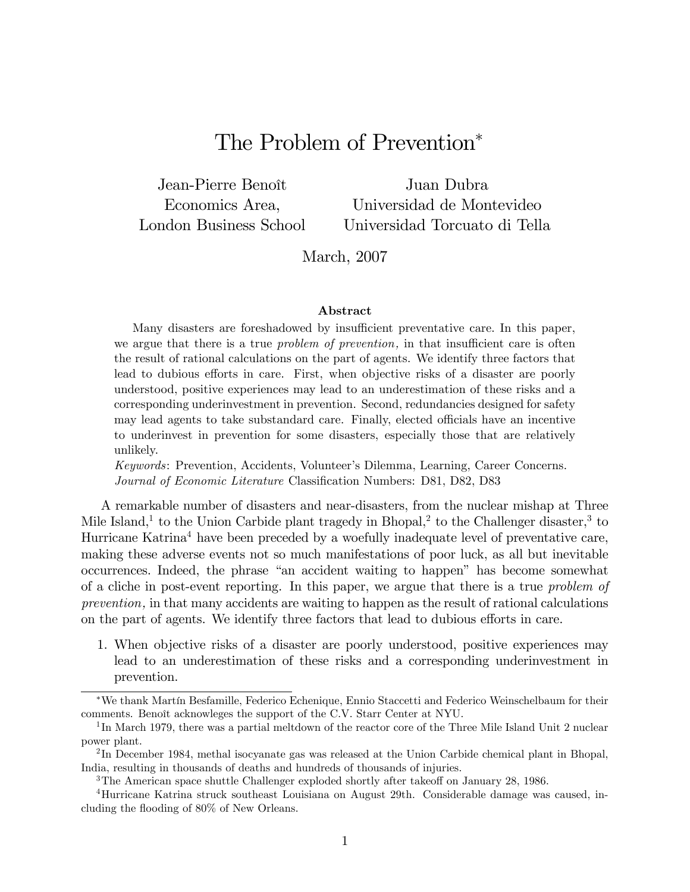# The Problem of Prevention*

Jean-Pierre Benoît
Economics Area,
London Business School

Juan Dubra
Universidad de Montevideo
Universidad Torcuato di Tella

March, 2007

### Abstract

Many disasters are foreshadowed by insufficient preventative care. In this paper, we argue that there is a true *problem of prevention,* in that insufficient care is often the result of rational calculations on the part of agents. We identify three factors that lead to dubious efforts in care. First, when objective risks of a disaster are poorly understood, positive experiences may lead to an underestimation of these risks and a corresponding underinvestment in prevention. Second, redundancies designed for safety may lead agents to take substandard care. Finally, elected officials have an incentive to underinvest in prevention for some disasters, especially those that are relatively unlikely.

*Keywords*: Prevention, Accidents, Volunteer's Dilemma, Learning, Career Concerns.
*Journal of Economic Literature* Classification Numbers: D81, D82, D83

A remarkable number of disasters and near-disasters, from the nuclear mishap at Three Mile Island,[1] to the Union Carbide plant tragedy in Bhopal,[2] to the Challenger disaster,[3] to Hurricane Katrina[4] have been preceded by a woefully inadequate level of preventative care, making these adverse events not so much manifestations of poor luck, as all but inevitable occurrences. Indeed, the phrase "an accident waiting to happen" has become somewhat of a cliche in post-event reporting. In this paper, we argue that there is a true *problem of prevention,* in that many accidents are waiting to happen as the result of rational calculations on the part of agents. We identify three factors that lead to dubious efforts in care.

1. When objective risks of a disaster are poorly understood, positive experiences may lead to an underestimation of these risks and a corresponding underinvestment in prevention.

---

*We thank Martín Besfamille, Federico Echenique, Ennio Stacchetti and Federico Weinschelbaum for their comments. Benoît acknowleges the support of the C.V. Starr Center at NYU.

[1] In March 1979, there was a partial meltdown of the reactor core of the Three Mile Island Unit 2 nuclear power plant.

[2] In December 1984, methal isocyanate gas was released at the Union Carbide chemical plant in Bhopal, India, resulting in thousands of deaths and hundreds of thousands of injuries.

[3] The American space shuttle Challenger exploded shortly after takeoff on January 28, 1986.

[4] Hurricane Katrina struck southeast Louisiana on August 29th. Considerable damage was caused, including the flooding of 80% of New Orleans.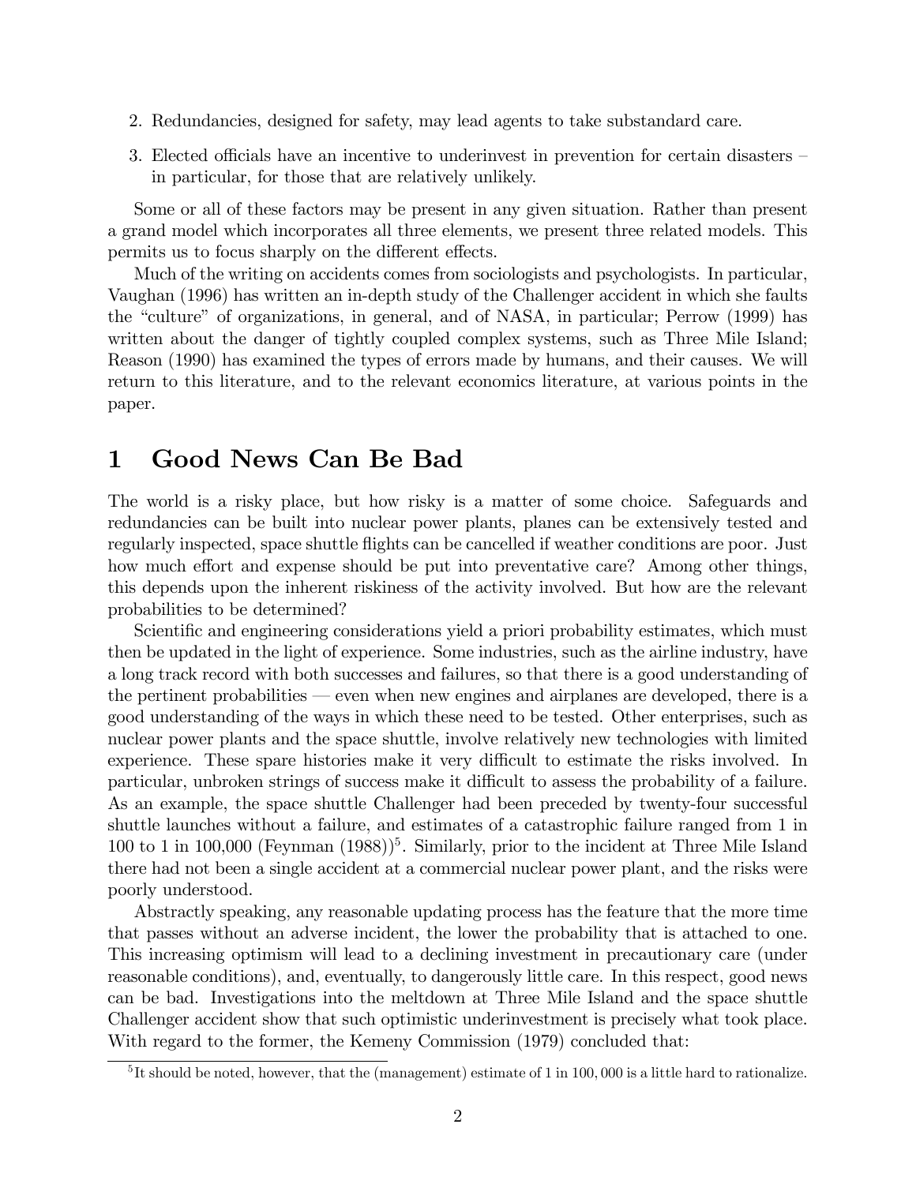2. Redundancies, designed for safety, may lead agents to take substandard care.
3. Elected officials have an incentive to underinvest in prevention for certain disasters – in particular, for those that are relatively unlikely.

Some or all of these factors may be present in any given situation. Rather than present a grand model which incorporates all three elements, we present three related models. This permits us to focus sharply on the different effects.

Much of the writing on accidents comes from sociologists and psychologists. In particular, Vaughan (1996) has written an in-depth study of the Challenger accident in which she faults the "culture" of organizations, in general, and of NASA, in particular; Perrow (1999) has written about the danger of tightly coupled complex systems, such as Three Mile Island; Reason (1990) has examined the types of errors made by humans, and their causes. We will return to this literature, and to the relevant economics literature, at various points in the paper.

# 1 Good News Can Be Bad

The world is a risky place, but how risky is a matter of some choice. Safeguards and redundancies can be built into nuclear power plants, planes can be extensively tested and regularly inspected, space shuttle flights can be cancelled if weather conditions are poor. Just how much effort and expense should be put into preventative care? Among other things, this depends upon the inherent riskiness of the activity involved. But how are the relevant probabilities to be determined?

Scientific and engineering considerations yield a priori probability estimates, which must then be updated in the light of experience. Some industries, such as the airline industry, have a long track record with both successes and failures, so that there is a good understanding of the pertinent probabilities — even when new engines and airplanes are developed, there is a good understanding of the ways in which these need to be tested. Other enterprises, such as nuclear power plants and the space shuttle, involve relatively new technologies with limited experience. These spare histories make it very difficult to estimate the risks involved. In particular, unbroken strings of success make it difficult to assess the probability of a failure. As an example, the space shuttle Challenger had been preceded by twenty-four successful shuttle launches without a failure, and estimates of a catastrophic failure ranged from 1 in 100 to 1 in 100,000 (Feynman (1988))[5]. Similarly, prior to the incident at Three Mile Island there had not been a single accident at a commercial nuclear power plant, and the risks were poorly understood.

Abstractly speaking, any reasonable updating process has the feature that the more time that passes without an adverse incident, the lower the probability that is attached to one. This increasing optimism will lead to a declining investment in precautionary care (under reasonable conditions), and, eventually, to dangerously little care. In this respect, good news can be bad. Investigations into the meltdown at Three Mile Island and the space shuttle Challenger accident show that such optimistic underinvestment is precisely what took place. With regard to the former, the Kemeny Commission (1979) concluded that:

[5] It should be noted, however, that the (management) estimate of 1 in 100,000 is a little hard to rationalize.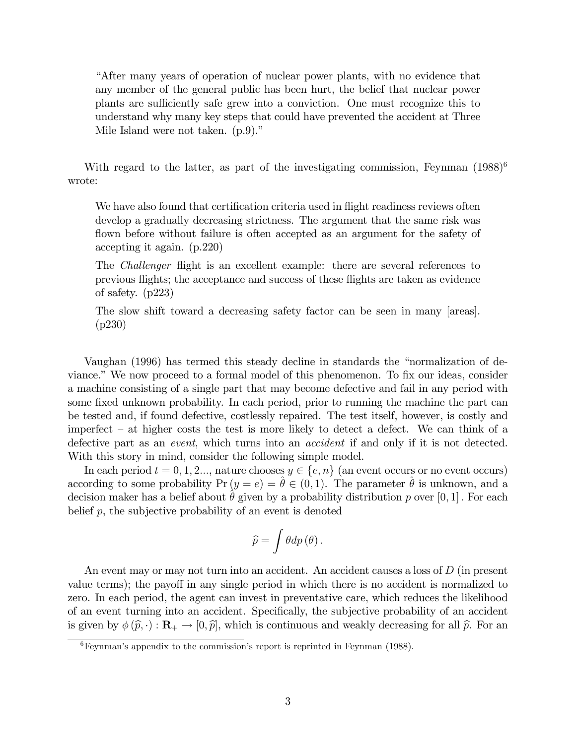> "After many years of operation of nuclear power plants, with no evidence that any member of the general public has been hurt, the belief that nuclear power plants are sufficiently safe grew into a conviction. One must recognize this to understand why many key steps that could have prevented the accident at Three Mile Island were not taken. (p.9)."

With regard to the latter, as part of the investigating commission, Feynman (1988)[6] wrote:

> We have also found that certification criteria used in flight readiness reviews often develop a gradually decreasing strictness. The argument that the same risk was flown before without failure is often accepted as an argument for the safety of accepting it again. (p.220)
>
> The *Challenger* flight is an excellent example: there are several references to previous flights; the acceptance and success of these flights are taken as evidence of safety. (p223)
>
> The slow shift toward a decreasing safety factor can be seen in many [areas]. (p230)

Vaughan (1996) has termed this steady decline in standards the "normalization of deviance." We now proceed to a formal model of this phenomenon. To fix our ideas, consider a machine consisting of a single part that may become defective and fail in any period with some fixed unknown probability. In each period, prior to running the machine the part can be tested and, if found defective, costlessly repaired. The test itself, however, is costly and imperfect – at higher costs the test is more likely to detect a defect. We can think of a defective part as an *event*, which turns into an *accident* if and only if it is not detected. With this story in mind, consider the following simple model.

In each period $t = 0, 1, 2...$, nature chooses $y \in \{e, n\}$ (an event occurs or no event occurs) according to some probability $\Pr(y = e) = \hat{\theta} \in (0, 1)$. The parameter $\hat{\theta}$ is unknown, and a decision maker has a belief about $\hat{\theta}$ given by a probability distribution $p$ over $[0, 1]$. For each belief $p$, the subjective probability of an event is denoted

$$\widehat{p} = \int \theta dp(\theta).$$

An event may or may not turn into an accident. An accident causes a loss of $D$ (in present value terms); the payoff in any single period in which there is no accident is normalized to zero. In each period, the agent can invest in preventative care, which reduces the likelihood of an event turning into an accident. Specifically, the subjective probability of an accident is given by $\phi(\widehat{p}, \cdot) : \mathbf{R}_+ \to [0, \widehat{p}]$, which is continuous and weakly decreasing for all $\widehat{p}$. For an

[6] Feynman's appendix to the commission's report is reprinted in Feynman (1988).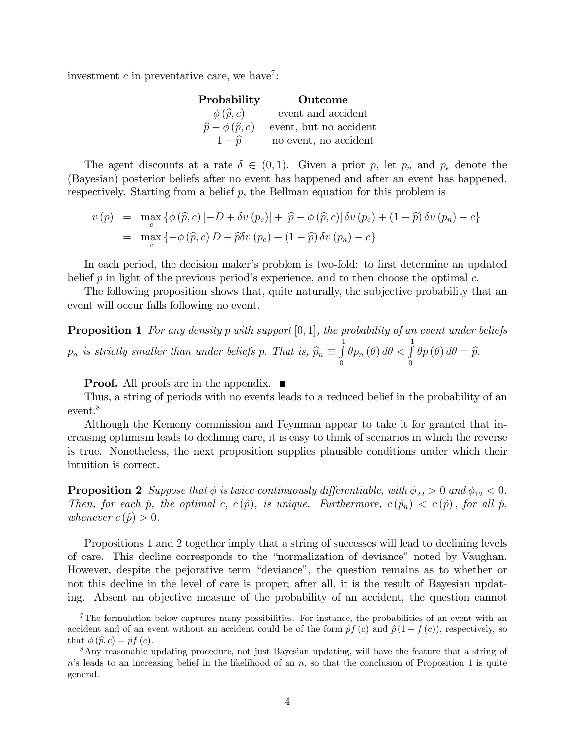investment $c$ in preventative care, we have[7]:

| **Probability** | **Outcome** |
|---|---|
| $\phi(\widehat{p}, c)$ | event and accident |
| $\widehat{p} - \phi(\widehat{p}, c)$ | event, but no accident |
| $1 - \widehat{p}$ | no event, no accident |

The agent discounts at a rate $\delta \in (0,1)$. Given a prior $p$, let $p_n$ and $p_e$ denote the (Bayesian) posterior beliefs after no event has happened and after an event has happened, respectively. Starting from a belief $p$, the Bellman equation for this problem is

$$\begin{aligned} v(p) &= \max_c \left\{ \phi(\widehat{p}, c)\left[-D + \delta v(p_e)\right] + \left[\widehat{p} - \phi(\widehat{p}, c)\right]\delta v(p_e) + (1 - \widehat{p})\,\delta v(p_n) - c \right\} \\ &= \max_c \left\{ -\phi(\widehat{p}, c)\, D + \widehat{p}\delta v(p_e) + (1 - \widehat{p})\,\delta v(p_n) - c \right\} \end{aligned}$$

In each period, the decision maker's problem is two-fold: to first determine an updated belief $p$ in light of the previous period's experience, and to then choose the optimal $c$.

The following proposition shows that, quite naturally, the subjective probability that an event will occur falls following no event.

**Proposition 1** *For any density $p$ with support $[0,1]$, the probability of an event under beliefs $p_n$ is strictly smaller than under beliefs $p$. That is, $\widehat{p}_n \equiv \int_0^1 \theta p_n(\theta)\, d\theta < \int_0^1 \theta p(\theta)\, d\theta = \widehat{p}$.*

**Proof.** All proofs are in the appendix. ■

Thus, a string of periods with no events leads to a reduced belief in the probability of an event.[8]

Although the Kemeny commission and Feynman appear to take it for granted that increasing optimism leads to declining care, it is easy to think of scenarios in which the reverse is true. Nonetheless, the next proposition supplies plausible conditions under which their intuition is correct.

**Proposition 2** *Suppose that $\phi$ is twice continuously differentiable, with $\phi_{22} > 0$ and $\phi_{12} < 0$. Then, for each $\hat{p}$, the optimal $c$, $c(\hat{p})$, is unique. Furthermore, $c(\hat{p}_n) < c(\hat{p})$, for all $\hat{p}$, whenever $c(\hat{p}) > 0$.*

Propositions 1 and 2 together imply that a string of successes will lead to declining levels of care. This decline corresponds to the "normalization of deviance" noted by Vaughan. However, despite the pejorative term "deviance", the question remains as to whether or not this decline in the level of care is proper; after all, it is the result of Bayesian updating. Absent an objective measure of the probability of an accident, the question cannot

---

[7] The formulation below captures many possibilities. For instance, the probabilities of an event with an accident and of an event without an accident could be of the form $\hat{p}f(c)$ and $\hat{p}(1 - f(c))$, respectively, so that $\phi(\widehat{p}, c) = \hat{p}f(c)$.

[8] Any reasonable updating procedure, not just Bayesian updating, will have the feature that a string of $n$'s leads to an increasing belief in the likelihood of an $n$, so that the conclusion of Proposition 1 is quite general.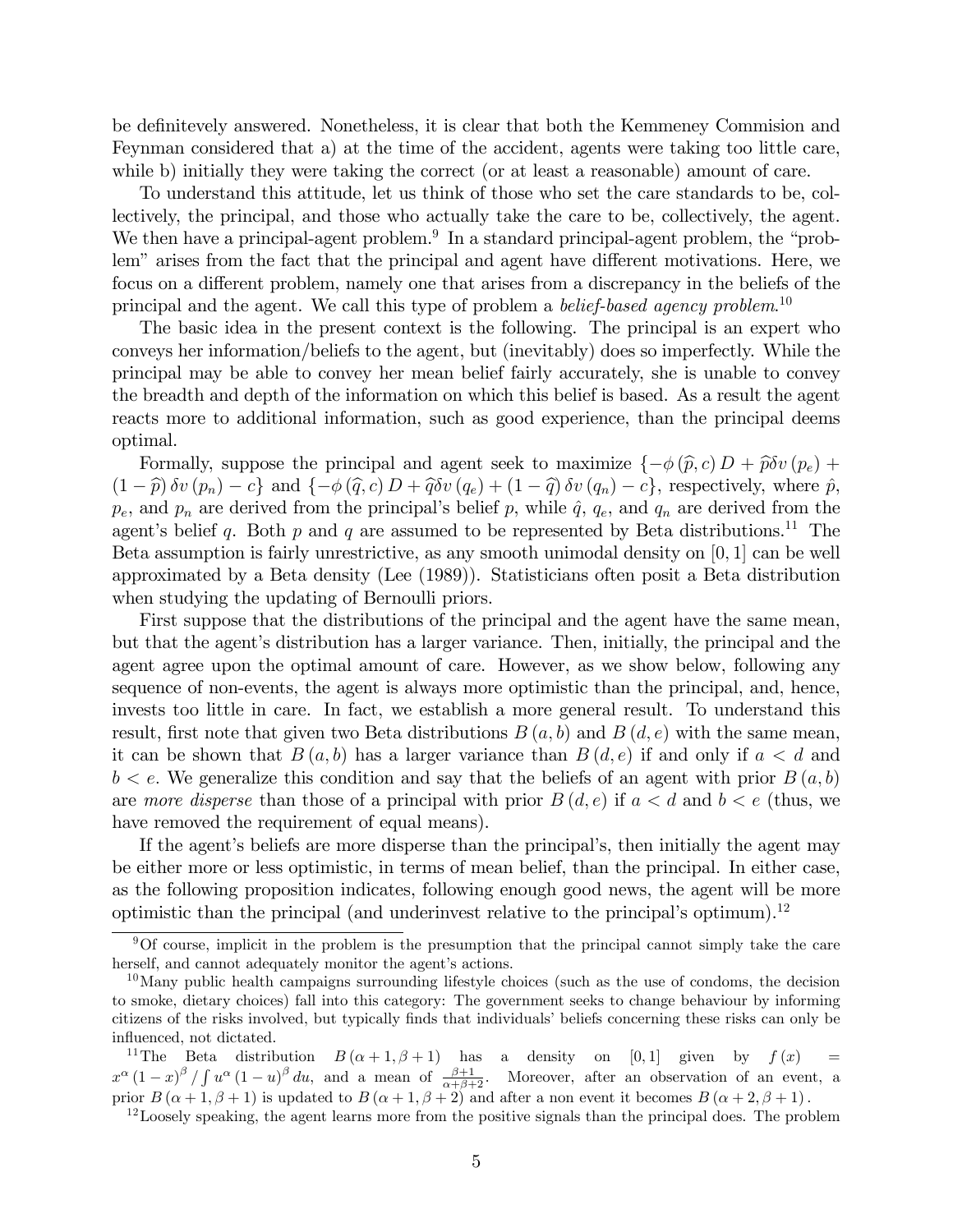be definitevely answered. Nonetheless, it is clear that both the Kemmeney Commision and Feynman considered that a) at the time of the accident, agents were taking too little care, while b) initially they were taking the correct (or at least a reasonable) amount of care.

To understand this attitude, let us think of those who set the care standards to be, collectively, the principal, and those who actually take the care to be, collectively, the agent. We then have a principal-agent problem.[9] In a standard principal-agent problem, the "problem" arises from the fact that the principal and agent have different motivations. Here, we focus on a different problem, namely one that arises from a discrepancy in the beliefs of the principal and the agent. We call this type of problem a *belief-based agency problem*.[10]

The basic idea in the present context is the following. The principal is an expert who conveys her information/beliefs to the agent, but (inevitably) does so imperfectly. While the principal may be able to convey her mean belief fairly accurately, she is unable to convey the breadth and depth of the information on which this belief is based. As a result the agent reacts more to additional information, such as good experience, than the principal deems optimal.

Formally, suppose the principal and agent seek to maximize $\{-\phi(\widehat{p}, c) D + \widehat{p}\delta v(p_e) + (1-\widehat{p})\delta v(p_n) - c\}$ and $\{-\phi(\widehat{q}, c) D + \widehat{q}\delta v(q_e) + (1-\widehat{q})\delta v(q_n) - c\}$, respectively, where $\hat{p}$, $p_e$, and $p_n$ are derived from the principal's belief $p$, while $\hat{q}$, $q_e$, and $q_n$ are derived from the agent's belief $q$. Both $p$ and $q$ are assumed to be represented by Beta distributions.[11] The Beta assumption is fairly unrestrictive, as any smooth unimodal density on $[0, 1]$ can be well approximated by a Beta density (Lee (1989)). Statisticians often posit a Beta distribution when studying the updating of Bernoulli priors.

First suppose that the distributions of the principal and the agent have the same mean, but that the agent's distribution has a larger variance. Then, initially, the principal and the agent agree upon the optimal amount of care. However, as we show below, following any sequence of non-events, the agent is always more optimistic than the principal, and, hence, invests too little in care. In fact, we establish a more general result. To understand this result, first note that given two Beta distributions $B(a, b)$ and $B(d, e)$ with the same mean, it can be shown that $B(a, b)$ has a larger variance than $B(d, e)$ if and only if $a < d$ and $b < e$. We generalize this condition and say that the beliefs of an agent with prior $B(a, b)$ are *more disperse* than those of a principal with prior $B(d, e)$ if $a < d$ and $b < e$ (thus, we have removed the requirement of equal means).

If the agent's beliefs are more disperse than the principal's, then initially the agent may be either more or less optimistic, in terms of mean belief, than the principal. In either case, as the following proposition indicates, following enough good news, the agent will be more optimistic than the principal (and underinvest relative to the principal's optimum).[12]

---

[9] Of course, implicit in the problem is the presumption that the principal cannot simply take the care herself, and cannot adequately monitor the agent's actions.

[10] Many public health campaigns surrounding lifestyle choices (such as the use of condoms, the decision to smoke, dietary choices) fall into this category: The government seeks to change behaviour by informing citizens of the risks involved, but typically finds that individuals' beliefs concerning these risks can only be influenced, not dictated.

[11] The Beta distribution $B(\alpha + 1, \beta + 1)$ has a density on $[0, 1]$ given by $f(x) = x^{\alpha}(1-x)^{\beta} / \int u^{\alpha}(1-u)^{\beta} du$, and a mean of $\frac{\beta+1}{\alpha+\beta+2}$. Moreover, after an observation of an event, a prior $B(\alpha + 1, \beta + 1)$ is updated to $B(\alpha + 1, \beta + 2)$ and after a non event it becomes $B(\alpha + 2, \beta + 1)$.

[12] Loosely speaking, the agent learns more from the positive signals than the principal does. The problem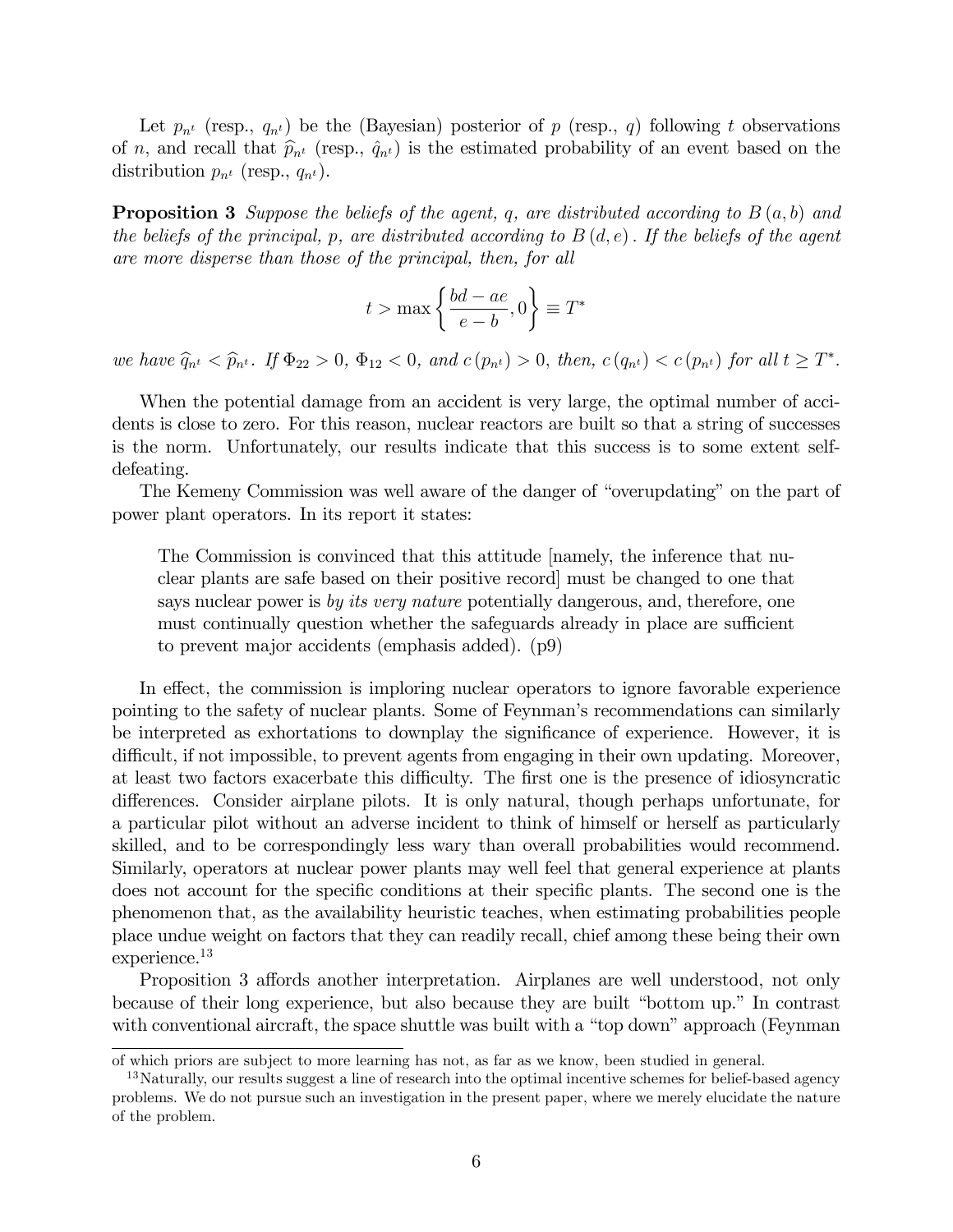Let $p_{n^t}$ (resp., $q_{n^t}$) be the (Bayesian) posterior of $p$ (resp., $q$) following $t$ observations of $n$, and recall that $\widehat{p}_{n^t}$ (resp., $\hat{q}_{n^t}$) is the estimated probability of an event based on the distribution $p_{n^t}$ (resp., $q_{n^t}$).

**Proposition 3** *Suppose the beliefs of the agent, $q$, are distributed according to $B(a,b)$ and the beliefs of the principal, $p$, are distributed according to $B(d,e)$. If the beliefs of the agent are more disperse than those of the principal, then, for all*

$$t > \max\left\{\frac{bd - ae}{e - b}, 0\right\} \equiv T^*$$

*we have $\widehat{q}_{n^t} < \widehat{p}_{n^t}$. If $\Phi_{22} > 0$, $\Phi_{12} < 0$, and $c(p_{n^t}) > 0$, then, $c(q_{n^t}) < c(p_{n^t})$ for all $t \geq T^*$.*

When the potential damage from an accident is very large, the optimal number of accidents is close to zero. For this reason, nuclear reactors are built so that a string of successes is the norm. Unfortunately, our results indicate that this success is to some extent self-defeating.

The Kemeny Commission was well aware of the danger of "overupdating" on the part of power plant operators. In its report it states:

> The Commission is convinced that this attitude [namely, the inference that nuclear plants are safe based on their positive record] must be changed to one that says nuclear power is *by its very nature* potentially dangerous, and, therefore, one must continually question whether the safeguards already in place are sufficient to prevent major accidents (emphasis added). (p9)

In effect, the commission is imploring nuclear operators to ignore favorable experience pointing to the safety of nuclear plants. Some of Feynman's recommendations can similarly be interpreted as exhortations to downplay the significance of experience. However, it is difficult, if not impossible, to prevent agents from engaging in their own updating. Moreover, at least two factors exacerbate this difficulty. The first one is the presence of idiosyncratic differences. Consider airplane pilots. It is only natural, though perhaps unfortunate, for a particular pilot without an adverse incident to think of himself or herself as particularly skilled, and to be correspondingly less wary than overall probabilities would recommend. Similarly, operators at nuclear power plants may well feel that general experience at plants does not account for the specific conditions at their specific plants. The second one is the phenomenon that, as the availability heuristic teaches, when estimating probabilities people place undue weight on factors that they can readily recall, chief among these being their own experience.[13]

Proposition 3 affords another interpretation. Airplanes are well understood, not only because of their long experience, but also because they are built "bottom up." In contrast with conventional aircraft, the space shuttle was built with a "top down" approach (Feynman

---

of which priors are subject to more learning has not, as far as we know, been studied in general.

[13] Naturally, our results suggest a line of research into the optimal incentive schemes for belief-based agency problems. We do not pursue such an investigation in the present paper, where we merely elucidate the nature of the problem.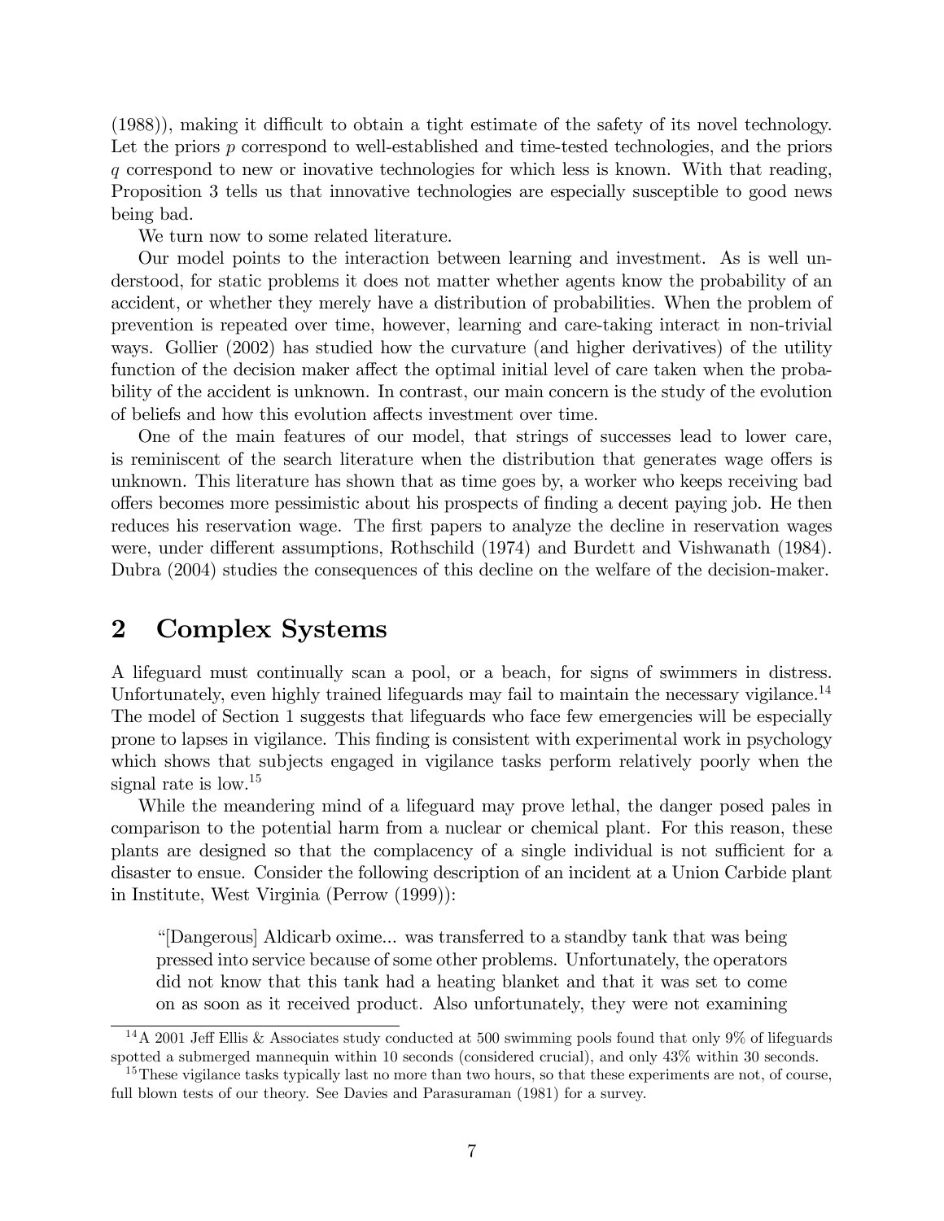(1988)), making it difficult to obtain a tight estimate of the safety of its novel technology. Let the priors $p$ correspond to well-established and time-tested technologies, and the priors $q$ correspond to new or inovative technologies for which less is known. With that reading, Proposition 3 tells us that innovative technologies are especially susceptible to good news being bad.

We turn now to some related literature.

Our model points to the interaction between learning and investment. As is well understood, for static problems it does not matter whether agents know the probability of an accident, or whether they merely have a distribution of probabilities. When the problem of prevention is repeated over time, however, learning and care-taking interact in non-trivial ways. Gollier (2002) has studied how the curvature (and higher derivatives) of the utility function of the decision maker affect the optimal initial level of care taken when the probability of the accident is unknown. In contrast, our main concern is the study of the evolution of beliefs and how this evolution affects investment over time.

One of the main features of our model, that strings of successes lead to lower care, is reminiscent of the search literature when the distribution that generates wage offers is unknown. This literature has shown that as time goes by, a worker who keeps receiving bad offers becomes more pessimistic about his prospects of finding a decent paying job. He then reduces his reservation wage. The first papers to analyze the decline in reservation wages were, under different assumptions, Rothschild (1974) and Burdett and Vishwanath (1984). Dubra (2004) studies the consequences of this decline on the welfare of the decision-maker.

## 2 Complex Systems

A lifeguard must continually scan a pool, or a beach, for signs of swimmers in distress. Unfortunately, even highly trained lifeguards may fail to maintain the necessary vigilance.[14] The model of Section 1 suggests that lifeguards who face few emergencies will be especially prone to lapses in vigilance. This finding is consistent with experimental work in psychology which shows that subjects engaged in vigilance tasks perform relatively poorly when the signal rate is low.[15]

While the meandering mind of a lifeguard may prove lethal, the danger posed pales in comparison to the potential harm from a nuclear or chemical plant. For this reason, these plants are designed so that the complacency of a single individual is not sufficient for a disaster to ensue. Consider the following description of an incident at a Union Carbide plant in Institute, West Virginia (Perrow (1999)):

> "[Dangerous] Aldicarb oxime... was transferred to a standby tank that was being pressed into service because of some other problems. Unfortunately, the operators did not know that this tank had a heating blanket and that it was set to come on as soon as it received product. Also unfortunately, they were not examining

[14] A 2001 Jeff Ellis & Associates study conducted at 500 swimming pools found that only 9% of lifeguards spotted a submerged mannequin within 10 seconds (considered crucial), and only 43% within 30 seconds.

[15] These vigilance tasks typically last no more than two hours, so that these experiments are not, of course, full blown tests of our theory. See Davies and Parasuraman (1981) for a survey.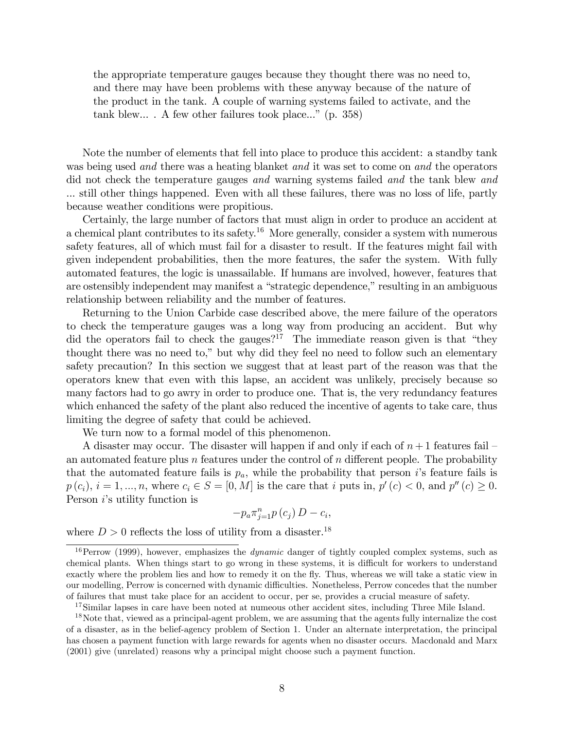the appropriate temperature gauges because they thought there was no need to, and there may have been problems with these anyway because of the nature of the product in the tank. A couple of warning systems failed to activate, and the tank blew... . A few other failures took place..." (p. 358)

Note the number of elements that fell into place to produce this accident: a standby tank was being used *and* there was a heating blanket *and* it was set to come on *and* the operators did not check the temperature gauges *and* warning systems failed *and* the tank blew *and* ... still other things happened. Even with all these failures, there was no loss of life, partly because weather conditions were propitious.

Certainly, the large number of factors that must align in order to produce an accident at a chemical plant contributes to its safety.[16] More generally, consider a system with numerous safety features, all of which must fail for a disaster to result. If the features might fail with given independent probabilities, then the more features, the safer the system. With fully automated features, the logic is unassailable. If humans are involved, however, features that are ostensibly independent may manifest a "strategic dependence," resulting in an ambiguous relationship between reliability and the number of features.

Returning to the Union Carbide case described above, the mere failure of the operators to check the temperature gauges was a long way from producing an accident. But why did the operators fail to check the gauges?[17] The immediate reason given is that "they thought there was no need to," but why did they feel no need to follow such an elementary safety precaution? In this section we suggest that at least part of the reason was that the operators knew that even with this lapse, an accident was unlikely, precisely because so many factors had to go awry in order to produce one. That is, the very redundancy features which enhanced the safety of the plant also reduced the incentive of agents to take care, thus limiting the degree of safety that could be achieved.

We turn now to a formal model of this phenomenon.

A disaster may occur. The disaster will happen if and only if each of $n+1$ features fail – an automated feature plus $n$ features under the control of $n$ different people. The probability that the automated feature fails is $p_a$, while the probability that person $i$'s feature fails is $p(c_i)$, $i = 1, ..., n$, where $c_i \in S = [0, M]$ is the care that $i$ puts in, $p'(c) < 0$, and $p''(c) \geq 0$. Person $i$'s utility function is

$$-p_a \pi_{j=1}^{n} p(c_j) D - c_i,$$

where $D > 0$ reflects the loss of utility from a disaster.[18]

---

[16] Perrow (1999), however, emphasizes the *dynamic* danger of tightly coupled complex systems, such as chemical plants. When things start to go wrong in these systems, it is difficult for workers to understand exactly where the problem lies and how to remedy it on the fly. Thus, whereas we will take a static view in our modelling, Perrow is concerned with dynamic difficulties. Nonetheless, Perrow concedes that the number of failures that must take place for an accident to occur, per se, provides a crucial measure of safety.

[17] Similar lapses in care have been noted at numeous other accident sites, including Three Mile Island.

[18] Note that, viewed as a principal-agent problem, we are assuming that the agents fully internalize the cost of a disaster, as in the belief-agency problem of Section 1. Under an alternate interpretation, the principal has chosen a payment function with large rewards for agents when no disaster occurs. Macdonald and Marx (2001) give (unrelated) reasons why a principal might choose such a payment function.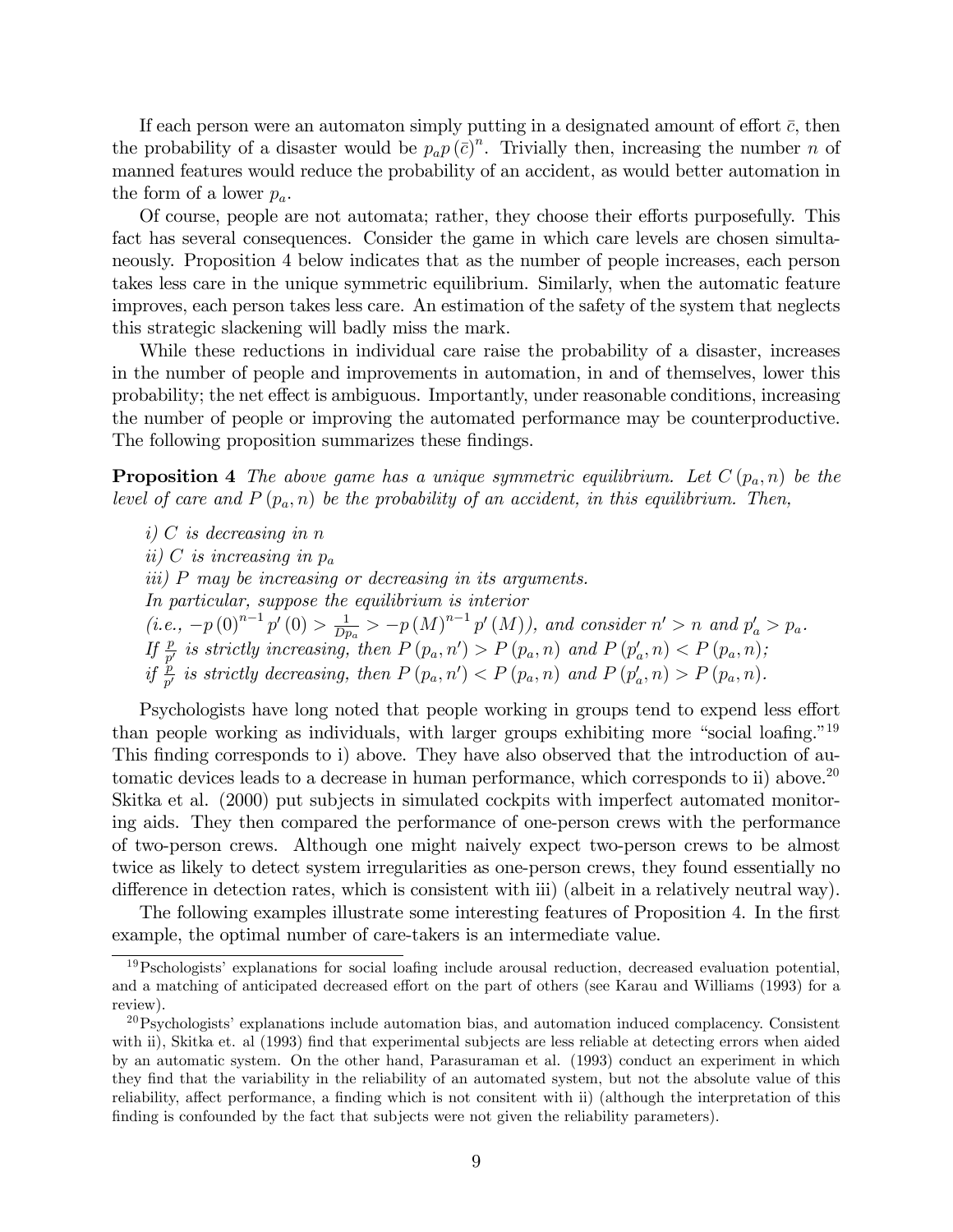If each person were an automaton simply putting in a designated amount of effort $\bar{c}$, then the probability of a disaster would be $p_a p(\bar{c})^n$. Trivially then, increasing the number $n$ of manned features would reduce the probability of an accident, as would better automation in the form of a lower $p_a$.

Of course, people are not automata; rather, they choose their efforts purposefully. This fact has several consequences. Consider the game in which care levels are chosen simultaneously. Proposition 4 below indicates that as the number of people increases, each person takes less care in the unique symmetric equilibrium. Similarly, when the automatic feature improves, each person takes less care. An estimation of the safety of the system that neglects this strategic slackening will badly miss the mark.

While these reductions in individual care raise the probability of a disaster, increases in the number of people and improvements in automation, in and of themselves, lower this probability; the net effect is ambiguous. Importantly, under reasonable conditions, increasing the number of people or improving the automated performance may be counterproductive. The following proposition summarizes these findings.

**Proposition 4** *The above game has a unique symmetric equilibrium. Let $C(p_a, n)$ be the level of care and $P(p_a, n)$ be the probability of an accident, in this equilibrium. Then,*

*i) $C$ is decreasing in $n$*

*ii) $C$ is increasing in $p_a$*

*iii) $P$ may be increasing or decreasing in its arguments.*

*In particular, suppose the equilibrium is interior (i.e., $-p(0)^{n-1} p'(0) > \frac{1}{Dp_a} > -p(M)^{n-1} p'(M)$), and consider $n' > n$ and $p'_a > p_a$. If $\frac{p}{p'}$ is strictly increasing, then $P(p_a, n') > P(p_a, n)$ and $P(p'_a, n) < P(p_a, n)$; if $\frac{p}{p'}$ is strictly decreasing, then $P(p_a, n') < P(p_a, n)$ and $P(p'_a, n) > P(p_a, n)$.*

Psychologists have long noted that people working in groups tend to expend less effort than people working as individuals, with larger groups exhibiting more "social loafing."[19] This finding corresponds to i) above. They have also observed that the introduction of automatic devices leads to a decrease in human performance, which corresponds to ii) above.[20] Skitka et al. (2000) put subjects in simulated cockpits with imperfect automated monitoring aids. They then compared the performance of one-person crews with the performance of two-person crews. Although one might naively expect two-person crews to be almost twice as likely to detect system irregularities as one-person crews, they found essentially no difference in detection rates, which is consistent with iii) (albeit in a relatively neutral way).

The following examples illustrate some interesting features of Proposition 4. In the first example, the optimal number of care-takers is an intermediate value.

[19] Pschologists' explanations for social loafing include arousal reduction, decreased evaluation potential, and a matching of anticipated decreased effort on the part of others (see Karau and Williams (1993) for a review).

[20] Psychologists' explanations include automation bias, and automation induced complacency. Consistent with ii), Skitka et. al (1993) find that experimental subjects are less reliable at detecting errors when aided by an automatic system. On the other hand, Parasuraman et al. (1993) conduct an experiment in which they find that the variability in the reliability of an automated system, but not the absolute value of this reliability, affect performance, a finding which is not consitent with ii) (although the interpretation of this finding is confounded by the fact that subjects were not given the reliability parameters).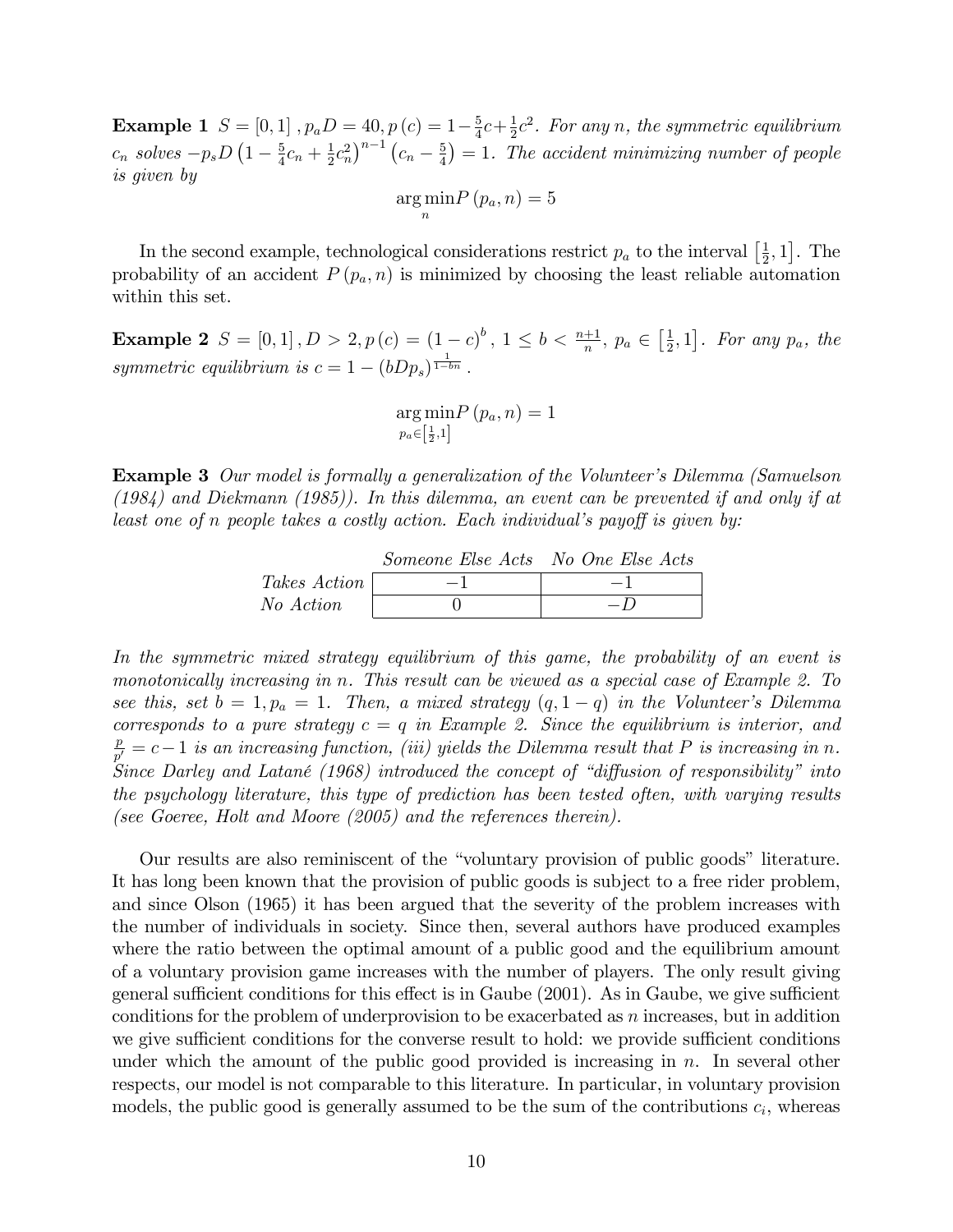**Example 1** *$S = [0,1]$, $p_a D = 40$, $p(c) = 1 - \frac{5}{4}c + \frac{1}{2}c^2$. For any $n$, the symmetric equilibrium $c_n$ solves $-p_s D \left(1 - \frac{5}{4}c_n + \frac{1}{2}c_n^2\right)^{n-1} \left(c_n - \frac{5}{4}\right) = 1$. The accident minimizing number of people is given by*

$$\arg\min_{n} P(p_a, n) = 5$$

In the second example, technological considerations restrict $p_a$ to the interval $\left[\frac{1}{2}, 1\right]$. The probability of an accident $P(p_a, n)$ is minimized by choosing the least reliable automation within this set.

**Example 2** *$S = [0,1]$, $D > 2$, $p(c) = (1-c)^b$, $1 \leq b < \frac{n+1}{n}$, $p_a \in \left[\frac{1}{2}, 1\right]$. For any $p_a$, the symmetric equilibrium is $c = 1 - (bDp_s)^{\frac{1}{1-bn}}$.*

$$\arg\min_{p_a \in \left[\frac{1}{2},1\right]} P(p_a, n) = 1$$

**Example 3** *Our model is formally a generalization of the Volunteer's Dilemma (Samuelson (1984) and Diekmann (1985)). In this dilemma, an event can be prevented if and only if at least one of $n$ people takes a costly action. Each individual's payoff is given by:*

| | *Someone Else Acts* | *No One Else Acts* |
|---|---|---|
| *Takes Action* | $-1$ | $-1$ |
| *No Action* | $0$ | $-D$ |

*In the symmetric mixed strategy equilibrium of this game, the probability of an event is monotonically increasing in $n$. This result can be viewed as a special case of Example 2. To see this, set $b = 1, p_a = 1$. Then, a mixed strategy $(q, 1-q)$ in the Volunteer's Dilemma corresponds to a pure strategy $c = q$ in Example 2. Since the equilibrium is interior, and $\frac{p}{p'} = c - 1$ is an increasing function, (iii) yields the Dilemma result that $P$ is increasing in $n$. Since Darley and Latané (1968) introduced the concept of "diffusion of responsibility" into the psychology literature, this type of prediction has been tested often, with varying results (see Goeree, Holt and Moore (2005) and the references therein).*

Our results are also reminiscent of the "voluntary provision of public goods" literature. It has long been known that the provision of public goods is subject to a free rider problem, and since Olson (1965) it has been argued that the severity of the problem increases with the number of individuals in society. Since then, several authors have produced examples where the ratio between the optimal amount of a public good and the equilibrium amount of a voluntary provision game increases with the number of players. The only result giving general sufficient conditions for this effect is in Gaube (2001). As in Gaube, we give sufficient conditions for the problem of underprovision to be exacerbated as $n$ increases, but in addition we give sufficient conditions for the converse result to hold: we provide sufficient conditions under which the amount of the public good provided is increasing in $n$. In several other respects, our model is not comparable to this literature. In particular, in voluntary provision models, the public good is generally assumed to be the sum of the contributions $c_i$, whereas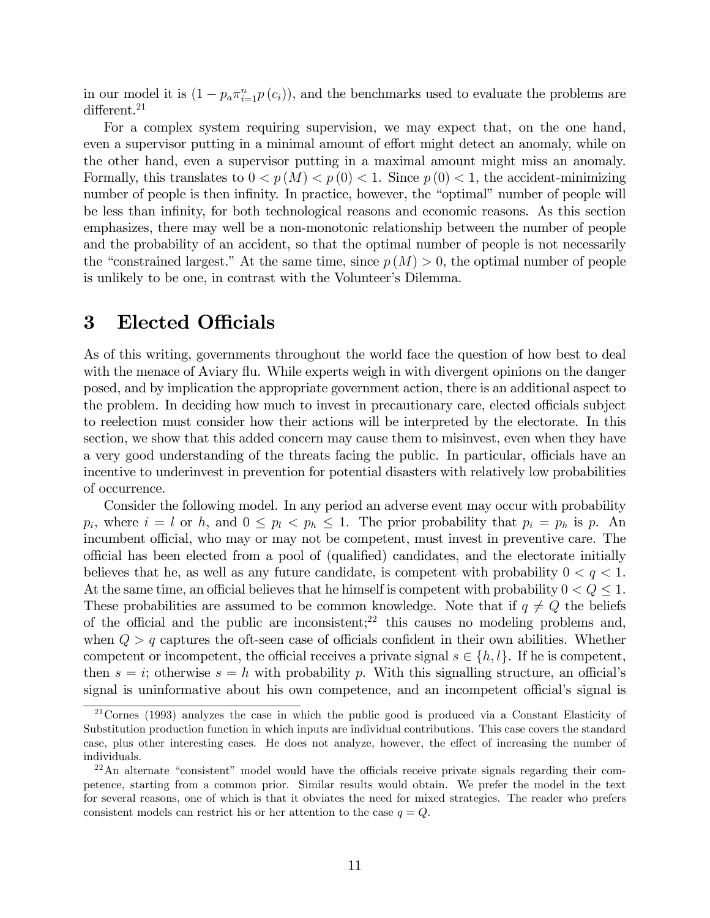in our model it is $(1 - p_a \pi_{i=1}^{n} p(c_i))$, and the benchmarks used to evaluate the problems are different.[21]

For a complex system requiring supervision, we may expect that, on the one hand, even a supervisor putting in a minimal amount of effort might detect an anomaly, while on the other hand, even a supervisor putting in a maximal amount might miss an anomaly. Formally, this translates to $0 < p(M) < p(0) < 1$. Since $p(0) < 1$, the accident-minimizing number of people is then infinity. In practice, however, the "optimal" number of people will be less than infinity, for both technological reasons and economic reasons. As this section emphasizes, there may well be a non-monotonic relationship between the number of people and the probability of an accident, so that the optimal number of people is not necessarily the "constrained largest." At the same time, since $p(M) > 0$, the optimal number of people is unlikely to be one, in contrast with the Volunteer's Dilemma.

# 3 Elected Officials

As of this writing, governments throughout the world face the question of how best to deal with the menace of Aviary flu. While experts weigh in with divergent opinions on the danger posed, and by implication the appropriate government action, there is an additional aspect to the problem. In deciding how much to invest in precautionary care, elected officials subject to reelection must consider how their actions will be interpreted by the electorate. In this section, we show that this added concern may cause them to misinvest, even when they have a very good understanding of the threats facing the public. In particular, officials have an incentive to underinvest in prevention for potential disasters with relatively low probabilities of occurrence.

Consider the following model. In any period an adverse event may occur with probability $p_i$, where $i = l$ or $h$, and $0 \leq p_l < p_h \leq 1$. The prior probability that $p_i = p_h$ is $p$. An incumbent official, who may or may not be competent, must invest in preventive care. The official has been elected from a pool of (qualified) candidates, and the electorate initially believes that he, as well as any future candidate, is competent with probability $0 < q < 1$. At the same time, an official believes that he himself is competent with probability $0 < Q \leq 1$. These probabilities are assumed to be common knowledge. Note that if $q \neq Q$ the beliefs of the official and the public are inconsistent;[22] this causes no modeling problems and, when $Q > q$ captures the oft-seen case of officials confident in their own abilities. Whether competent or incompetent, the official receives a private signal $s \in \{h, l\}$. If he is competent, then $s = i$; otherwise $s = h$ with probability $p$. With this signalling structure, an official's signal is uninformative about his own competence, and an incompetent official's signal is

[21] Cornes (1993) analyzes the case in which the public good is produced via a Constant Elasticity of Substitution production function in which inputs are individual contributions. This case covers the standard case, plus other interesting cases. He does not analyze, however, the effect of increasing the number of individuals.

[22] An alternate "consistent" model would have the officials receive private signals regarding their competence, starting from a common prior. Similar results would obtain. We prefer the model in the text for several reasons, one of which is that it obviates the need for mixed strategies. The reader who prefers consistent models can restrict his or her attention to the case $q = Q$.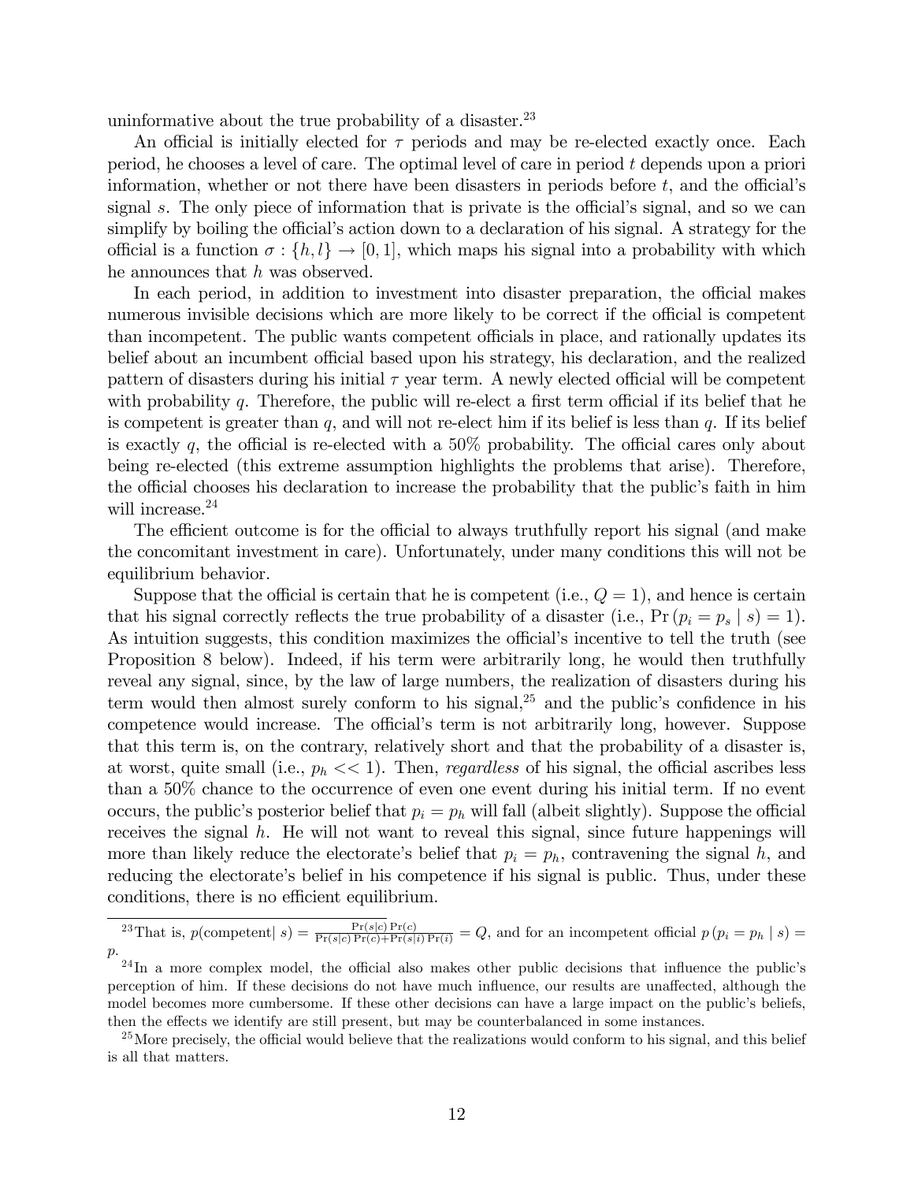uninformative about the true probability of a disaster.[23]

An official is initially elected for $\tau$ periods and may be re-elected exactly once. Each period, he chooses a level of care. The optimal level of care in period $t$ depends upon a priori information, whether or not there have been disasters in periods before $t$, and the official's signal $s$. The only piece of information that is private is the official's signal, and so we can simplify by boiling the official's action down to a declaration of his signal. A strategy for the official is a function $\sigma : \{h, l\} \to [0, 1]$, which maps his signal into a probability with which he announces that $h$ was observed.

In each period, in addition to investment into disaster preparation, the official makes numerous invisible decisions which are more likely to be correct if the official is competent than incompetent. The public wants competent officials in place, and rationally updates its belief about an incumbent official based upon his strategy, his declaration, and the realized pattern of disasters during his initial $\tau$ year term. A newly elected official will be competent with probability $q$. Therefore, the public will re-elect a first term official if its belief that he is competent is greater than $q$, and will not re-elect him if its belief is less than $q$. If its belief is exactly $q$, the official is re-elected with a 50% probability. The official cares only about being re-elected (this extreme assumption highlights the problems that arise). Therefore, the official chooses his declaration to increase the probability that the public's faith in him will increase.[24]

The efficient outcome is for the official to always truthfully report his signal (and make the concomitant investment in care). Unfortunately, under many conditions this will not be equilibrium behavior.

Suppose that the official is certain that he is competent (i.e., $Q = 1$), and hence is certain that his signal correctly reflects the true probability of a disaster (i.e., $\Pr(p_i = p_s \mid s) = 1$). As intuition suggests, this condition maximizes the official's incentive to tell the truth (see Proposition 8 below). Indeed, if his term were arbitrarily long, he would then truthfully reveal any signal, since, by the law of large numbers, the realization of disasters during his term would then almost surely conform to his signal,[25] and the public's confidence in his competence would increase. The official's term is not arbitrarily long, however. Suppose that this term is, on the contrary, relatively short and that the probability of a disaster is, at worst, quite small (i.e., $p_h << 1$). Then, *regardless* of his signal, the official ascribes less than a 50% chance to the occurrence of even one event during his initial term. If no event occurs, the public's posterior belief that $p_i = p_h$ will fall (albeit slightly). Suppose the official receives the signal $h$. He will not want to reveal this signal, since future happenings will more than likely reduce the electorate's belief that $p_i = p_h$, contravening the signal $h$, and reducing the electorate's belief in his competence if his signal is public. Thus, under these conditions, there is no efficient equilibrium.

---

[23] That is, $p(\text{competent} \mid s) = \frac{\Pr(s|c)\Pr(c)}{\Pr(s|c)\Pr(c)+\Pr(s|i)\Pr(i)} = Q$, and for an incompetent official $p(p_i = p_h \mid s) = p$.

[24] In a more complex model, the official also makes other public decisions that influence the public's perception of him. If these decisions do not have much influence, our results are unaffected, although the model becomes more cumbersome. If these other decisions can have a large impact on the public's beliefs, then the effects we identify are still present, but may be counterbalanced in some instances.

[25] More precisely, the official would believe that the realizations would conform to his signal, and this belief is all that matters.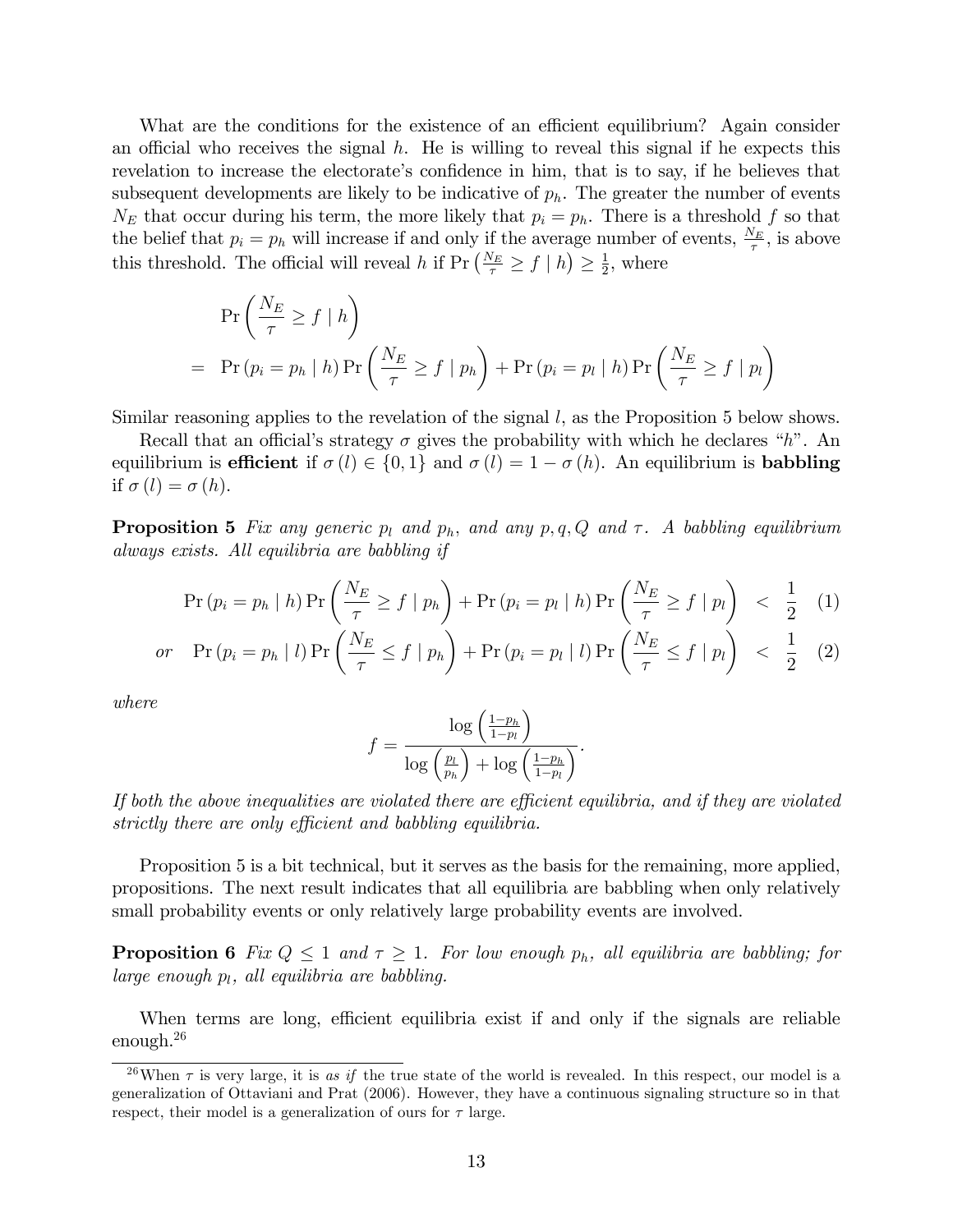What are the conditions for the existence of an efficient equilibrium? Again consider an official who receives the signal $h$. He is willing to reveal this signal if he expects this revelation to increase the electorate's confidence in him, that is to say, if he believes that subsequent developments are likely to be indicative of $p_h$. The greater the number of events $N_E$ that occur during his term, the more likely that $p_i = p_h$. There is a threshold $f$ so that the belief that $p_i = p_h$ will increase if and only if the average number of events, $\frac{N_E}{\tau}$, is above this threshold. The official will reveal $h$ if $\Pr\left(\frac{N_E}{\tau} \geq f \mid h\right) \geq \frac{1}{2}$, where

$$
\begin{aligned}
& \Pr\left(\frac{N_E}{\tau} \geq f \mid h\right) \\
= \; & \Pr\left(p_i = p_h \mid h\right) \Pr\left(\frac{N_E}{\tau} \geq f \mid p_h\right) + \Pr\left(p_i = p_l \mid h\right) \Pr\left(\frac{N_E}{\tau} \geq f \mid p_l\right)
\end{aligned}
$$

Similar reasoning applies to the revelation of the signal $l$, as the Proposition 5 below shows.

Recall that an official's strategy $\sigma$ gives the probability with which he declares "$h$". An equilibrium is **efficient** if $\sigma(l) \in \{0, 1\}$ and $\sigma(l) = 1 - \sigma(h)$. An equilibrium is **babbling** if $\sigma(l) = \sigma(h)$.

**Proposition 5** *Fix any generic $p_l$ and $p_h$, and any $p, q, Q$ and $\tau$. A babbling equilibrium always exists. All equilibria are babbling if*

$$
\Pr\left(p_i = p_h \mid h\right) \Pr\left(\frac{N_E}{\tau} \geq f \mid p_h\right) + \Pr\left(p_i = p_l \mid h\right) \Pr\left(\frac{N_E}{\tau} \geq f \mid p_l\right) < \frac{1}{2} \quad (1)
$$

$$
\text{or} \quad \Pr\left(p_i = p_h \mid l\right) \Pr\left(\frac{N_E}{\tau} \leq f \mid p_h\right) + \Pr\left(p_i = p_l \mid l\right) \Pr\left(\frac{N_E}{\tau} \leq f \mid p_l\right) < \frac{1}{2} \quad (2)
$$

*where*

$$
f = \frac{\log\left(\frac{1-p_h}{1-p_l}\right)}{\log\left(\frac{p_l}{p_h}\right) + \log\left(\frac{1-p_h}{1-p_l}\right)}.
$$

*If both the above inequalities are violated there are efficient equilibria, and if they are violated strictly there are only efficient and babbling equilibria.*

Proposition 5 is a bit technical, but it serves as the basis for the remaining, more applied, propositions. The next result indicates that all equilibria are babbling when only relatively small probability events or only relatively large probability events are involved.

**Proposition 6** *Fix $Q \leq 1$ and $\tau \geq 1$. For low enough $p_h$, all equilibria are babbling; for large enough $p_l$, all equilibria are babbling.*

When terms are long, efficient equilibria exist if and only if the signals are reliable enough.[26]

[26] When $\tau$ is very large, it is *as if* the true state of the world is revealed. In this respect, our model is a generalization of Ottaviani and Prat (2006). However, they have a continuous signaling structure so in that respect, their model is a generalization of ours for $\tau$ large.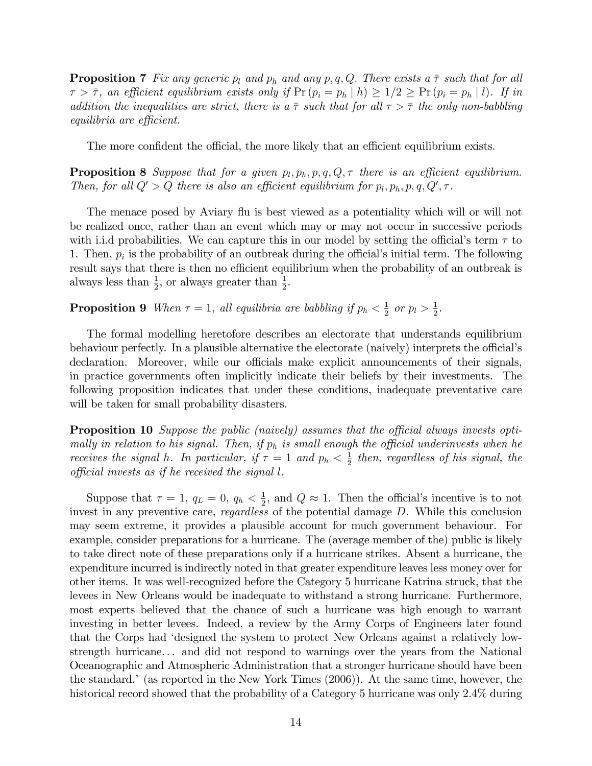**Proposition 7** *Fix any generic $p_l$ and $p_h$ and any $p, q, Q$. There exists a $\bar{\tau}$ such that for all $\tau > \bar{\tau}$, an efficient equilibrium exists only if $\Pr(p_i = p_h \mid h) \geq 1/2 \geq \Pr(p_i = p_h \mid l)$. If in addition the inequalities are strict, there is a $\bar{\tau}$ such that for all $\tau > \bar{\tau}$ the only non-babbling equilibria are efficient.*

The more confident the official, the more likely that an efficient equilibrium exists.

**Proposition 8** *Suppose that for a given $p_l, p_h, p, q, Q, \tau$ there is an efficient equilibrium. Then, for all $Q' > Q$ there is also an efficient equilibrium for $p_l, p_h, p, q, Q', \tau$.*

The menace posed by Aviary flu is best viewed as a potentiality which will or will not be realized once, rather than an event which may or may not occur in successive periods with i.i.d probabilities. We can capture this in our model by setting the official's term $\tau$ to 1. Then, $p_i$ is the probability of an outbreak during the official's initial term. The following result says that there is then no efficient equilibrium when the probability of an outbreak is always less than $\frac{1}{2}$, or always greater than $\frac{1}{2}$.

**Proposition 9** *When $\tau = 1$, all equilibria are babbling if $p_h < \frac{1}{2}$ or $p_l > \frac{1}{2}$.*

The formal modelling heretofore describes an electorate that understands equilibrium behaviour perfectly. In a plausible alternative the electorate (naively) interprets the official's declaration. Moreover, while our officials make explicit announcements of their signals, in practice governments often implicitly indicate their beliefs by their investments. The following proposition indicates that under these conditions, inadequate preventative care will be taken for small probability disasters.

**Proposition 10** *Suppose the public (naively) assumes that the official always invests optimally in relation to his signal. Then, if $p_h$ is small enough the official underinvests when he receives the signal $h$. In particular, if $\tau = 1$ and $p_h < \frac{1}{2}$ then, regardless of his signal, the official invests as if he received the signal $l$.*

Suppose that $\tau = 1$, $q_L = 0$, $q_h < \frac{1}{2}$, and $Q \approx 1$. Then the official's incentive is to not invest in any preventive care, *regardless* of the potential damage $D$. While this conclusion may seem extreme, it provides a plausible account for much government behaviour. For example, consider preparations for a hurricane. The (average member of the) public is likely to take direct note of these preparations only if a hurricane strikes. Absent a hurricane, the expenditure incurred is indirectly noted in that greater expenditure leaves less money over for other items. It was well-recognized before the Category 5 hurricane Katrina struck, that the levees in New Orleans would be inadequate to withstand a strong hurricane. Furthermore, most experts believed that the chance of such a hurricane was high enough to warrant investing in better levees. Indeed, a review by the Army Corps of Engineers later found that the Corps had 'designed the system to protect New Orleans against a relatively low-strength hurricane... and did not respond to warnings over the years from the National Oceanographic and Atmospheric Administration that a stronger hurricane should have been the standard.' (as reported in the New York Times (2006)). At the same time, however, the historical record showed that the probability of a Category 5 hurricane was only 2.4% during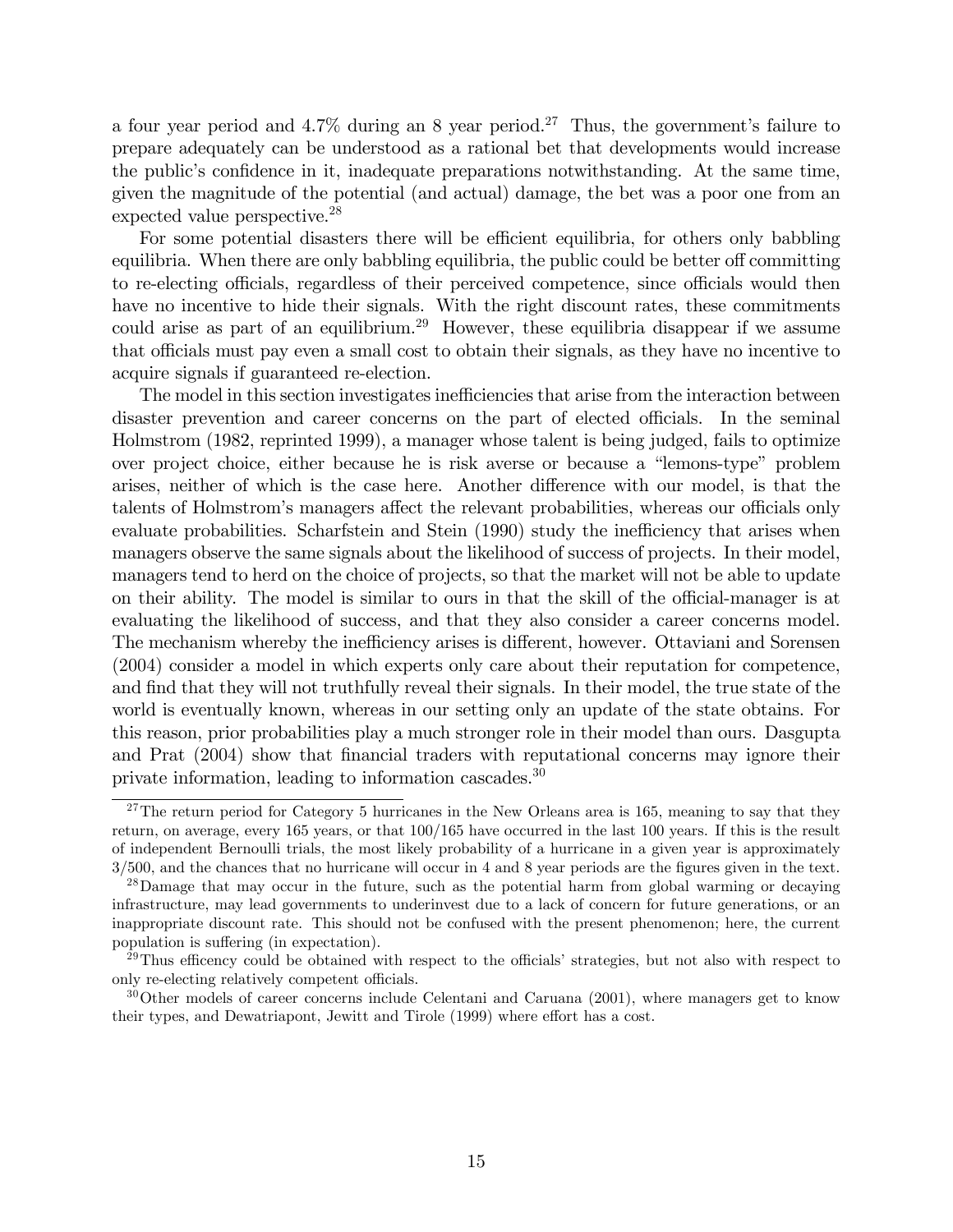a four year period and 4.7% during an 8 year period.[27] Thus, the government's failure to prepare adequately can be understood as a rational bet that developments would increase the public's confidence in it, inadequate preparations notwithstanding. At the same time, given the magnitude of the potential (and actual) damage, the bet was a poor one from an expected value perspective.[28]

For some potential disasters there will be efficient equilibria, for others only babbling equilibria. When there are only babbling equilibria, the public could be better off committing to re-electing officials, regardless of their perceived competence, since officials would then have no incentive to hide their signals. With the right discount rates, these commitments could arise as part of an equilibrium.[29] However, these equilibria disappear if we assume that officials must pay even a small cost to obtain their signals, as they have no incentive to acquire signals if guaranteed re-election.

The model in this section investigates inefficiencies that arise from the interaction between disaster prevention and career concerns on the part of elected officials. In the seminal Holmstrom (1982, reprinted 1999), a manager whose talent is being judged, fails to optimize over project choice, either because he is risk averse or because a "lemons-type" problem arises, neither of which is the case here. Another difference with our model, is that the talents of Holmstrom's managers affect the relevant probabilities, whereas our officials only evaluate probabilities. Scharfstein and Stein (1990) study the inefficiency that arises when managers observe the same signals about the likelihood of success of projects. In their model, managers tend to herd on the choice of projects, so that the market will not be able to update on their ability. The model is similar to ours in that the skill of the official-manager is at evaluating the likelihood of success, and that they also consider a career concerns model. The mechanism whereby the inefficiency arises is different, however. Ottaviani and Sorensen (2004) consider a model in which experts only care about their reputation for competence, and find that they will not truthfully reveal their signals. In their model, the true state of the world is eventually known, whereas in our setting only an update of the state obtains. For this reason, prior probabilities play a much stronger role in their model than ours. Dasgupta and Prat (2004) show that financial traders with reputational concerns may ignore their private information, leading to information cascades.[30]

---

[27] The return period for Category 5 hurricanes in the New Orleans area is 165, meaning to say that they return, on average, every 165 years, or that 100/165 have occurred in the last 100 years. If this is the result of independent Bernoulli trials, the most likely probability of a hurricane in a given year is approximately 3/500, and the chances that no hurricane will occur in 4 and 8 year periods are the figures given in the text.

[28] Damage that may occur in the future, such as the potential harm from global warming or decaying infrastructure, may lead governments to underinvest due to a lack of concern for future generations, or an inappropriate discount rate. This should not be confused with the present phenomenon; here, the current population is suffering (in expectation).

[29] Thus efficency could be obtained with respect to the officials' strategies, but not also with respect to only re-electing relatively competent officials.

[30] Other models of career concerns include Celentani and Caruana (2001), where managers get to know their types, and Dewatriapont, Jewitt and Tirole (1999) where effort has a cost.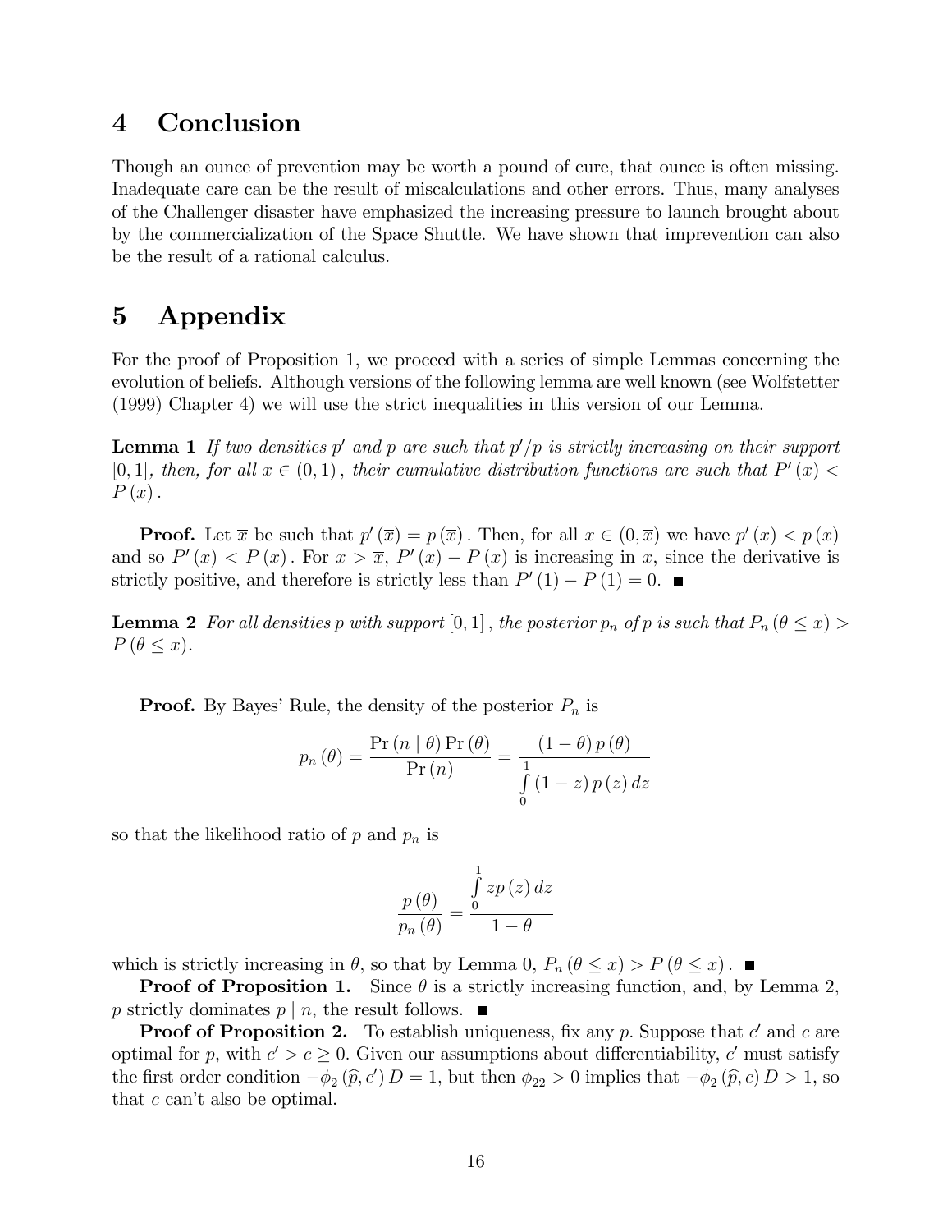# 4 Conclusion

Though an ounce of prevention may be worth a pound of cure, that ounce is often missing. Inadequate care can be the result of miscalculations and other errors. Thus, many analyses of the Challenger disaster have emphasized the increasing pressure to launch brought about by the commercialization of the Space Shuttle. We have shown that imprevention can also be the result of a rational calculus.

# 5 Appendix

For the proof of Proposition 1, we proceed with a series of simple Lemmas concerning the evolution of beliefs. Although versions of the following lemma are well known (see Wolfstetter (1999) Chapter 4) we will use the strict inequalities in this version of our Lemma.

**Lemma 1** *If two densities $p'$ and $p$ are such that $p'/p$ is strictly increasing on their support $[0,1]$, then, for all $x \in (0,1)$, their cumulative distribution functions are such that $P'(x) < P(x)$.*

**Proof.** Let $\overline{x}$ be such that $p'(\overline{x}) = p(\overline{x})$. Then, for all $x \in (0, \overline{x})$ we have $p'(x) < p(x)$ and so $P'(x) < P(x)$. For $x > \overline{x}$, $P'(x) - P(x)$ is increasing in $x$, since the derivative is strictly positive, and therefore is strictly less than $P'(1) - P(1) = 0$. ■

**Lemma 2** *For all densities $p$ with support $[0,1]$, the posterior $p_n$ of $p$ is such that $P_n(\theta \leq x) > P(\theta \leq x)$.*

**Proof.** By Bayes' Rule, the density of the posterior $P_n$ is

$$p_n(\theta) = \frac{\Pr(n \mid \theta)\Pr(\theta)}{\Pr(n)} = \frac{(1-\theta)\,p(\theta)}{\int_0^1 (1-z)\,p(z)\,dz}$$

so that the likelihood ratio of $p$ and $p_n$ is

$$\frac{p(\theta)}{p_n(\theta)} = \frac{\int_0^1 zp(z)\,dz}{1-\theta}$$

which is strictly increasing in $\theta$, so that by Lemma 0, $P_n(\theta \leq x) > P(\theta \leq x)$. ■

**Proof of Proposition 1.** Since $\theta$ is a strictly increasing function, and, by Lemma 2, $p$ strictly dominates $p \mid n$, the result follows. ■

**Proof of Proposition 2.** To establish uniqueness, fix any $p$. Suppose that $c'$ and $c$ are optimal for $p$, with $c' > c \geq 0$. Given our assumptions about differentiability, $c'$ must satisfy the first order condition $-\phi_2(\widehat{p}, c')D = 1$, but then $\phi_{22} > 0$ implies that $-\phi_2(\widehat{p}, c)D > 1$, so that $c$ can't also be optimal.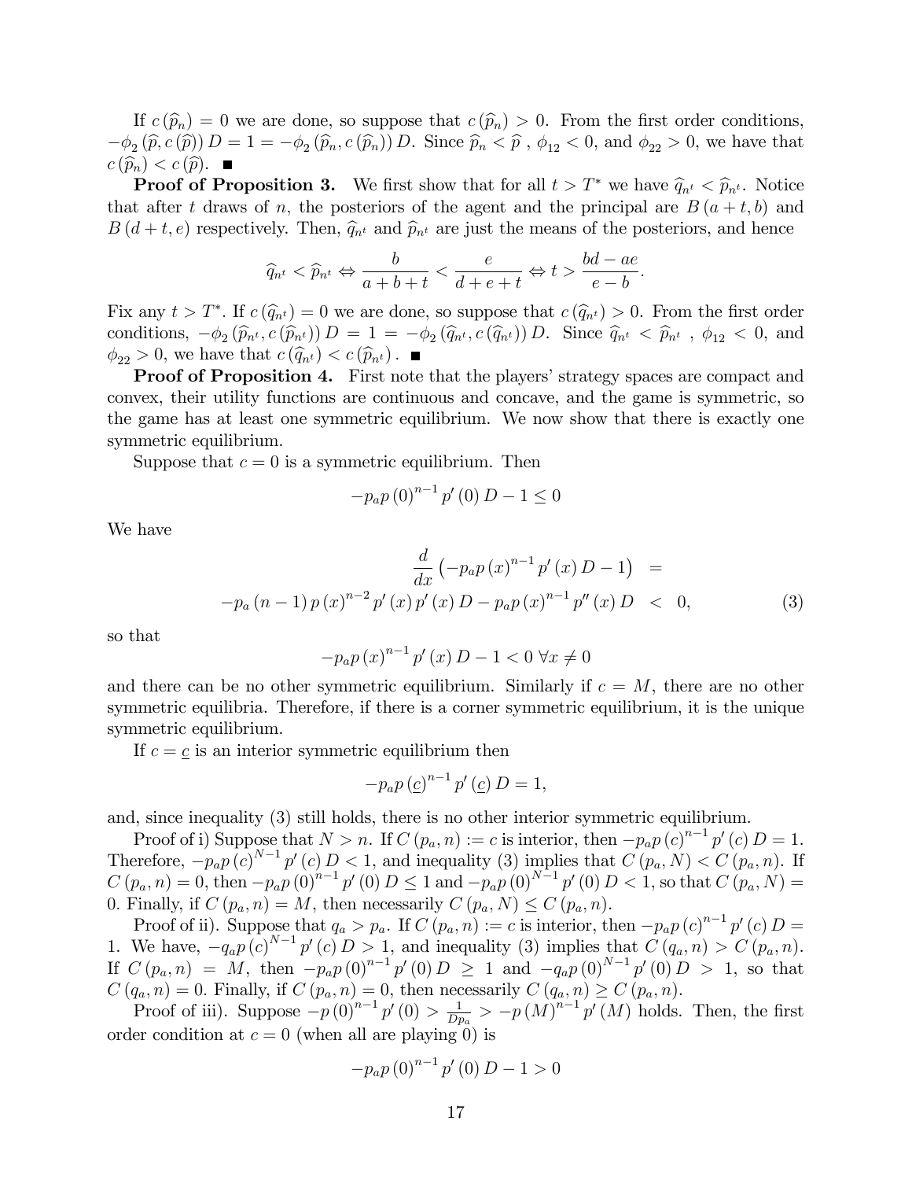If $c(\widehat{p}_n) = 0$ we are done, so suppose that $c(\widehat{p}_n) > 0$. From the first order conditions, $-\phi_2(\widehat{p}, c(\widehat{p})) D = 1 = -\phi_2(\widehat{p}_n, c(\widehat{p}_n)) D$. Since $\widehat{p}_n < \widehat{p}$ , $\phi_{12} < 0$, and $\phi_{22} > 0$, we have that $c(\widehat{p}_n) < c(\widehat{p})$. ■

**Proof of Proposition 3.** We first show that for all $t > T^*$ we have $\widehat{q}_{n^t} < \widehat{p}_{n^t}$. Notice that after $t$ draws of $n$, the posteriors of the agent and the principal are $B(a+t, b)$ and $B(d+t, e)$ respectively. Then, $\widehat{q}_{n^t}$ and $\widehat{p}_{n^t}$ are just the means of the posteriors, and hence

$$\widehat{q}_{n^t} < \widehat{p}_{n^t} \Leftrightarrow \frac{b}{a+b+t} < \frac{e}{d+e+t} \Leftrightarrow t > \frac{bd-ae}{e-b}.$$

Fix any $t > T^*$. If $c(\widehat{q}_{n^t}) = 0$ we are done, so suppose that $c(\widehat{q}_{n^t}) > 0$. From the first order conditions, $-\phi_2(\widehat{p}_{n^t}, c(\widehat{p}_{n^t})) D = 1 = -\phi_2(\widehat{q}_{n^t}, c(\widehat{q}_{n^t})) D$. Since $\widehat{q}_{n^t} < \widehat{p}_{n^t}$ , $\phi_{12} < 0$, and $\phi_{22} > 0$, we have that $c(\widehat{q}_{n^t}) < c(\widehat{p}_{n^t})$. ■

**Proof of Proposition 4.** First note that the players' strategy spaces are compact and convex, their utility functions are continuous and concave, and the game is symmetric, so the game has at least one symmetric equilibrium. We now show that there is exactly one symmetric equilibrium.

Suppose that $c = 0$ is a symmetric equilibrium. Then

$$-p_a p(0)^{n-1} p'(0) D - 1 \leq 0$$

We have

$$\begin{aligned} \frac{d}{dx}\left(-p_a p(x)^{n-1} p'(x) D - 1\right) &= \\ -p_a (n-1) p(x)^{n-2} p'(x) p'(x) D - p_a p(x)^{n-1} p''(x) D &< 0, \end{aligned} \tag{3}$$

so that

$$-p_a p(x)^{n-1} p'(x) D - 1 < 0 \; \forall x \neq 0$$

and there can be no other symmetric equilibrium. Similarly if $c = M$, there are no other symmetric equilibria. Therefore, if there is a corner symmetric equilibrium, it is the unique symmetric equilibrium.

If $c = \underline{c}$ is an interior symmetric equilibrium then

$$-p_a p(\underline{c})^{n-1} p'(\underline{c}) D = 1,$$

and, since inequality (3) still holds, there is no other interior symmetric equilibrium.

Proof of i) Suppose that $N > n$. If $C(p_a, n) := c$ is interior, then $-p_a p(c)^{n-1} p'(c) D = 1$. Therefore, $-p_a p(c)^{N-1} p'(c) D < 1$, and inequality (3) implies that $C(p_a, N) < C(p_a, n)$. If $C(p_a, n) = 0$, then $-p_a p(0)^{n-1} p'(0) D \leq 1$ and $-p_a p(0)^{N-1} p'(0) D < 1$, so that $C(p_a, N) = 0$. Finally, if $C(p_a, n) = M$, then necessarily $C(p_a, N) \leq C(p_a, n)$.

Proof of ii). Suppose that $q_a > p_a$. If $C(p_a, n) := c$ is interior, then $-p_a p(c)^{n-1} p'(c) D = 1$. We have, $-q_a p(c)^{N-1} p'(c) D > 1$, and inequality (3) implies that $C(q_a, n) > C(p_a, n)$. If $C(p_a, n) = M$, then $-p_a p(0)^{n-1} p'(0) D \geq 1$ and $-q_a p(0)^{N-1} p'(0) D > 1$, so that $C(q_a, n) = 0$. Finally, if $C(p_a, n) = 0$, then necessarily $C(q_a, n) \geq C(p_a, n)$.

Proof of iii). Suppose $-p(0)^{n-1} p'(0) > \frac{1}{Dp_a} > -p(M)^{n-1} p'(M)$ holds. Then, the first order condition at $c = 0$ (when all are playing 0) is

$$-p_a p(0)^{n-1} p'(0) D - 1 > 0$$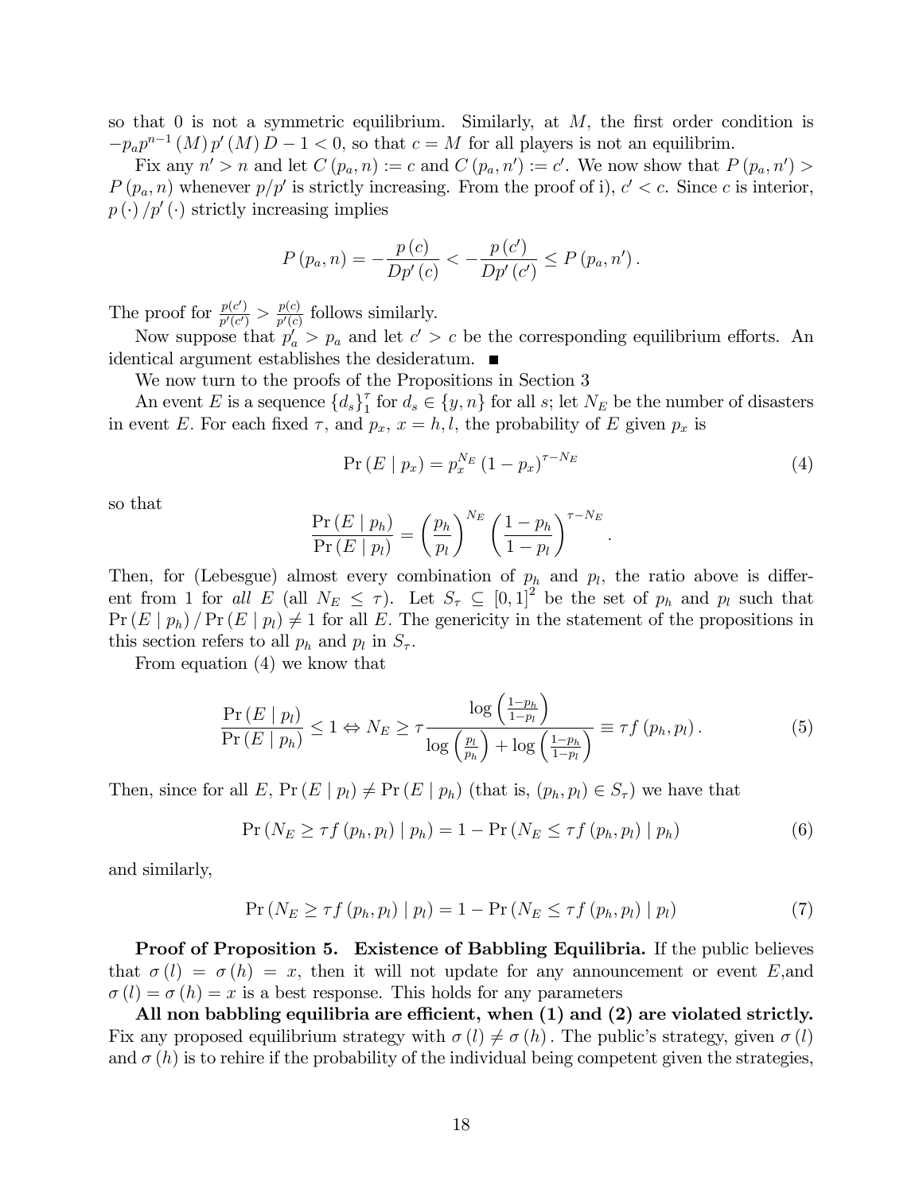so that 0 is not a symmetric equilibrium. Similarly, at $M$, the first order condition is $-p_a p^{n-1}(M) p'(M) D - 1 < 0$, so that $c = M$ for all players is not an equilibrim.

Fix any $n' > n$ and let $C(p_a, n) := c$ and $C(p_a, n') := c'$. We now show that $P(p_a, n') > P(p_a, n)$ whenever $p/p'$ is strictly increasing. From the proof of i), $c' < c$. Since $c$ is interior, $p(\cdot)/p'(\cdot)$ strictly increasing implies

$$P(p_a, n) = -\frac{p(c)}{Dp'(c)} < -\frac{p(c')}{Dp'(c')} \leq P(p_a, n').$$

The proof for $\frac{p(c')}{p'(c')} > \frac{p(c)}{p'(c)}$ follows similarly.

Now suppose that $p_a' > p_a$ and let $c' > c$ be the corresponding equilibrium efforts. An identical argument establishes the desideratum. ■

We now turn to the proofs of the Propositions in Section 3

An event $E$ is a sequence $\{d_s\}_1^{\tau}$ for $d_s \in \{y, n\}$ for all $s$; let $N_E$ be the number of disasters in event $E$. For each fixed $\tau$, and $p_x$, $x = h, l$, the probability of $E$ given $p_x$ is

$$\Pr(E \mid p_x) = p_x^{N_E}(1 - p_x)^{\tau - N_E} \tag{4}$$

so that

$$\frac{\Pr(E \mid p_h)}{\Pr(E \mid p_l)} = \left(\frac{p_h}{p_l}\right)^{N_E}\left(\frac{1-p_h}{1-p_l}\right)^{\tau - N_E}.$$

Then, for (Lebesgue) almost every combination of $p_h$ and $p_l$, the ratio above is different from 1 for *all* $E$ (all $N_E \leq \tau$). Let $S_\tau \subseteq [0,1]^2$ be the set of $p_h$ and $p_l$ such that $\Pr(E \mid p_h)/\Pr(E \mid p_l) \neq 1$ for all $E$. The genericity in the statement of the propositions in this section refers to all $p_h$ and $p_l$ in $S_\tau$.

From equation (4) we know that

$$\frac{\Pr(E \mid p_l)}{\Pr(E \mid p_h)} \leq 1 \Leftrightarrow N_E \geq \tau \frac{\log\left(\frac{1-p_h}{1-p_l}\right)}{\log\left(\frac{p_l}{p_h}\right) + \log\left(\frac{1-p_h}{1-p_l}\right)} \equiv \tau f(p_h, p_l). \tag{5}$$

Then, since for all $E$, $\Pr(E \mid p_l) \neq \Pr(E \mid p_h)$ (that is, $(p_h, p_l) \in S_\tau$) we have that

$$\Pr(N_E \geq \tau f(p_h, p_l) \mid p_h) = 1 - \Pr(N_E \leq \tau f(p_h, p_l) \mid p_h) \tag{6}$$

and similarly,

$$\Pr(N_E \geq \tau f(p_h, p_l) \mid p_l) = 1 - \Pr(N_E \leq \tau f(p_h, p_l) \mid p_l) \tag{7}$$

**Proof of Proposition 5. Existence of Babbling Equilibria.** If the public believes that $\sigma(l) = \sigma(h) = x$, then it will not update for any announcement or event $E$,and $\sigma(l) = \sigma(h) = x$ is a best response. This holds for any parameters

**All non babbling equilibria are efficient, when (1) and (2) are violated strictly.** Fix any proposed equilibrium strategy with $\sigma(l) \neq \sigma(h)$. The public's strategy, given $\sigma(l)$ and $\sigma(h)$ is to rehire if the probability of the individual being competent given the strategies,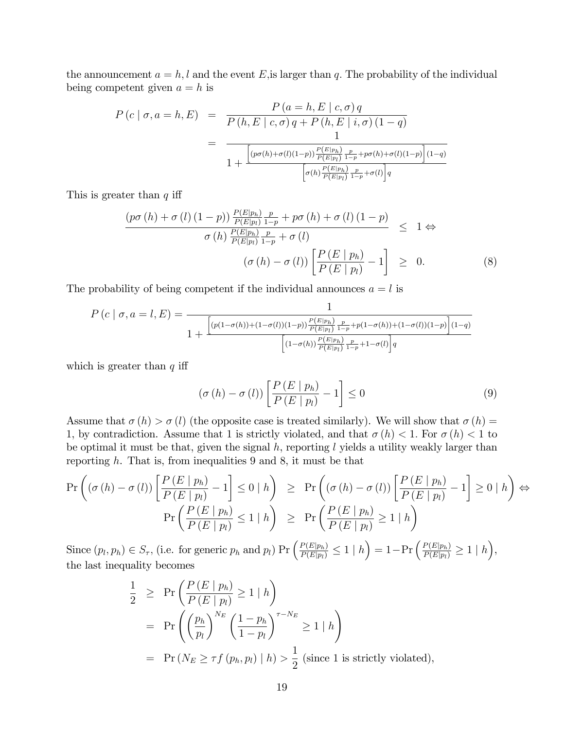the announcement $a = h, l$ and the event $E$,is larger than $q$. The probability of the individual being competent given $a = h$ is

$$
\begin{aligned}
P(c \mid \sigma, a = h, E) &= \frac{P(a = h, E \mid c, \sigma) q}{P(h, E \mid c, \sigma) q + P(h, E \mid i, \sigma)(1-q)} \\
&= \frac{1}{1 + \frac{\left[(p\sigma(h)+\sigma(l)(1-p))\frac{P(E|p_h)}{P(E|p_l)}\frac{p}{1-p} + p\sigma(h) + \sigma(l)(1-p)\right](1-q)}{\left[\sigma(h)\frac{P(E|p_h)}{P(E|p_l)}\frac{p}{1-p} + \sigma(l)\right]q}}
\end{aligned}
$$

This is greater than $q$ iff

$$
\begin{aligned}
\frac{(p\sigma(h) + \sigma(l)(1-p))\frac{P(E|p_h)}{P(E|p_l)}\frac{p}{1-p} + p\sigma(h) + \sigma(l)(1-p)}{\sigma(h)\frac{P(E|p_h)}{P(E|p_l)}\frac{p}{1-p} + \sigma(l)} &\leq 1 \Leftrightarrow \\
(\sigma(h) - \sigma(l))\left[\frac{P(E \mid p_h)}{P(E \mid p_l)} - 1\right] &\geq 0. \qquad (8)
\end{aligned}
$$

The probability of being competent if the individual announces $a = l$ is

$$
P(c \mid \sigma, a = l, E) = \frac{1}{1 + \frac{\left[(p(1-\sigma(h))+(1-\sigma(l))(1-p))\frac{P(E|p_h)}{P(E|p_l)}\frac{p}{1-p} + p(1-\sigma(h)) + (1-\sigma(l))(1-p)\right](1-q)}{\left[(1-\sigma(h))\frac{P(E|p_h)}{P(E|p_l)}\frac{p}{1-p} + 1 - \sigma(l)\right]q}}
$$

which is greater than $q$ iff

$$
(\sigma(h) - \sigma(l))\left[\frac{P(E \mid p_h)}{P(E \mid p_l)} - 1\right] \leq 0 \qquad (9)
$$

Assume that $\sigma(h) > \sigma(l)$ (the opposite case is treated similarly). We will show that $\sigma(h) = 1$, by contradiction. Assume that 1 is strictly violated, and that $\sigma(h) < 1$. For $\sigma(h) < 1$ to be optimal it must be that, given the signal $h$, reporting $l$ yields a utility weakly larger than reporting $h$. That is, from inequalities 9 and 8, it must be that

$$
\begin{aligned}
\Pr\left((\sigma(h) - \sigma(l))\left[\frac{P(E \mid p_h)}{P(E \mid p_l)} - 1\right] \leq 0 \mid h\right) &\geq \Pr\left((\sigma(h) - \sigma(l))\left[\frac{P(E \mid p_h)}{P(E \mid p_l)} - 1\right] \geq 0 \mid h\right) \Leftrightarrow \\
\Pr\left(\frac{P(E \mid p_h)}{P(E \mid p_l)} \leq 1 \mid h\right) &\geq \Pr\left(\frac{P(E \mid p_h)}{P(E \mid p_l)} \geq 1 \mid h\right)
\end{aligned}
$$

Since $(p_l, p_h) \in S_\tau$, (i.e. for generic $p_h$ and $p_l$) $\Pr\left(\frac{P(E|p_h)}{P(E|p_l)} \leq 1 \mid h\right) = 1 - \Pr\left(\frac{P(E|p_h)}{P(E|p_l)} \geq 1 \mid h\right)$, the last inequality becomes

$$
\begin{aligned}
\frac{1}{2} &\geq \Pr\left(\frac{P(E \mid p_h)}{P(E \mid p_l)} \geq 1 \mid h\right) \\
&= \Pr\left(\left(\frac{p_h}{p_l}\right)^{N_E}\left(\frac{1-p_h}{1-p_l}\right)^{\tau - N_E} \geq 1 \mid h\right) \\
&= \Pr\left(N_E \geq \tau f(p_h, p_l) \mid h\right) > \frac{1}{2} \text{ (since 1 is strictly violated),}
\end{aligned}
$$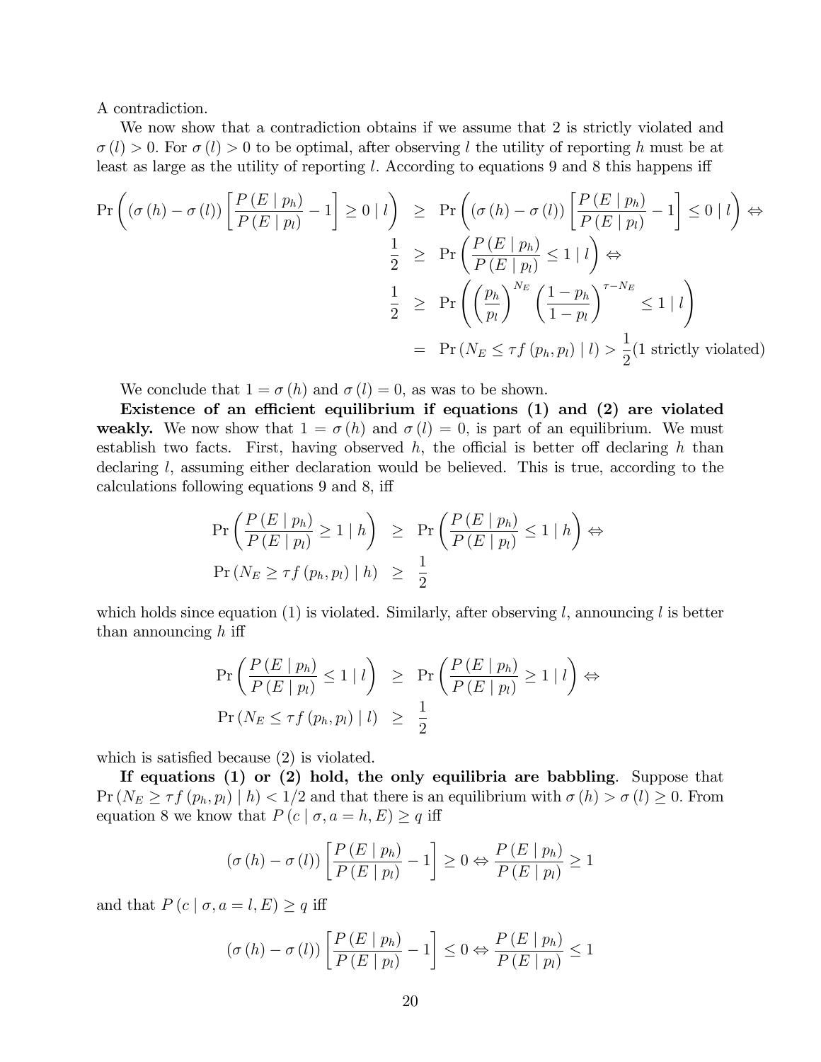A contradiction.

We now show that a contradiction obtains if we assume that 2 is strictly violated and $\sigma(l) > 0$. For $\sigma(l) > 0$ to be optimal, after observing $l$ the utility of reporting $h$ must be at least as large as the utility of reporting $l$. According to equations 9 and 8 this happens iff

$$
\begin{aligned}
\Pr\left((\sigma(h) - \sigma(l))\left[\frac{P(E \mid p_h)}{P(E \mid p_l)} - 1\right] \geq 0 \mid l\right) &\geq \Pr\left((\sigma(h) - \sigma(l))\left[\frac{P(E \mid p_h)}{P(E \mid p_l)} - 1\right] \leq 0 \mid l\right) \Leftrightarrow \\
\frac{1}{2} &\geq \Pr\left(\frac{P(E \mid p_h)}{P(E \mid p_l)} \leq 1 \mid l\right) \Leftrightarrow \\
\frac{1}{2} &\geq \Pr\left(\left(\frac{p_h}{p_l}\right)^{N_E}\left(\frac{1-p_h}{1-p_l}\right)^{\tau - N_E} \leq 1 \mid l\right) \\
&= \Pr\left(N_E \leq \tau f(p_h, p_l) \mid l\right) > \frac{1}{2} (1 \text{ strictly violated})
\end{aligned}
$$

We conclude that $1 = \sigma(h)$ and $\sigma(l) = 0$, as was to be shown.

**Existence of an efficient equilibrium if equations (1) and (2) are violated weakly.** We now show that $1 = \sigma(h)$ and $\sigma(l) = 0$, is part of an equilibrium. We must establish two facts. First, having observed $h$, the official is better off declaring $h$ than declaring $l$, assuming either declaration would be believed. This is true, according to the calculations following equations 9 and 8, iff

$$
\begin{aligned}
\Pr\left(\frac{P(E \mid p_h)}{P(E \mid p_l)} \geq 1 \mid h\right) &\geq \Pr\left(\frac{P(E \mid p_h)}{P(E \mid p_l)} \leq 1 \mid h\right) \Leftrightarrow \\
\Pr\left(N_E \geq \tau f(p_h, p_l) \mid h\right) &\geq \frac{1}{2}
\end{aligned}
$$

which holds since equation (1) is violated. Similarly, after observing $l$, announcing $l$ is better than announcing $h$ iff

$$
\begin{aligned}
\Pr\left(\frac{P(E \mid p_h)}{P(E \mid p_l)} \leq 1 \mid l\right) &\geq \Pr\left(\frac{P(E \mid p_h)}{P(E \mid p_l)} \geq 1 \mid l\right) \Leftrightarrow \\
\Pr\left(N_E \leq \tau f(p_h, p_l) \mid l\right) &\geq \frac{1}{2}
\end{aligned}
$$

which is satisfied because (2) is violated.

**If equations (1) or (2) hold, the only equilibria are babbling**. Suppose that $\Pr(N_E \geq \tau f(p_h, p_l) \mid h) < 1/2$ and that there is an equilibrium with $\sigma(h) > \sigma(l) \geq 0$. From equation 8 we know that $P(c \mid \sigma, a = h, E) \geq q$ iff

$$
(\sigma(h) - \sigma(l))\left[\frac{P(E \mid p_h)}{P(E \mid p_l)} - 1\right] \geq 0 \Leftrightarrow \frac{P(E \mid p_h)}{P(E \mid p_l)} \geq 1
$$

and that $P(c \mid \sigma, a = l, E) \geq q$ iff

$$
(\sigma(h) - \sigma(l))\left[\frac{P(E \mid p_h)}{P(E \mid p_l)} - 1\right] \leq 0 \Leftrightarrow \frac{P(E \mid p_h)}{P(E \mid p_l)} \leq 1
$$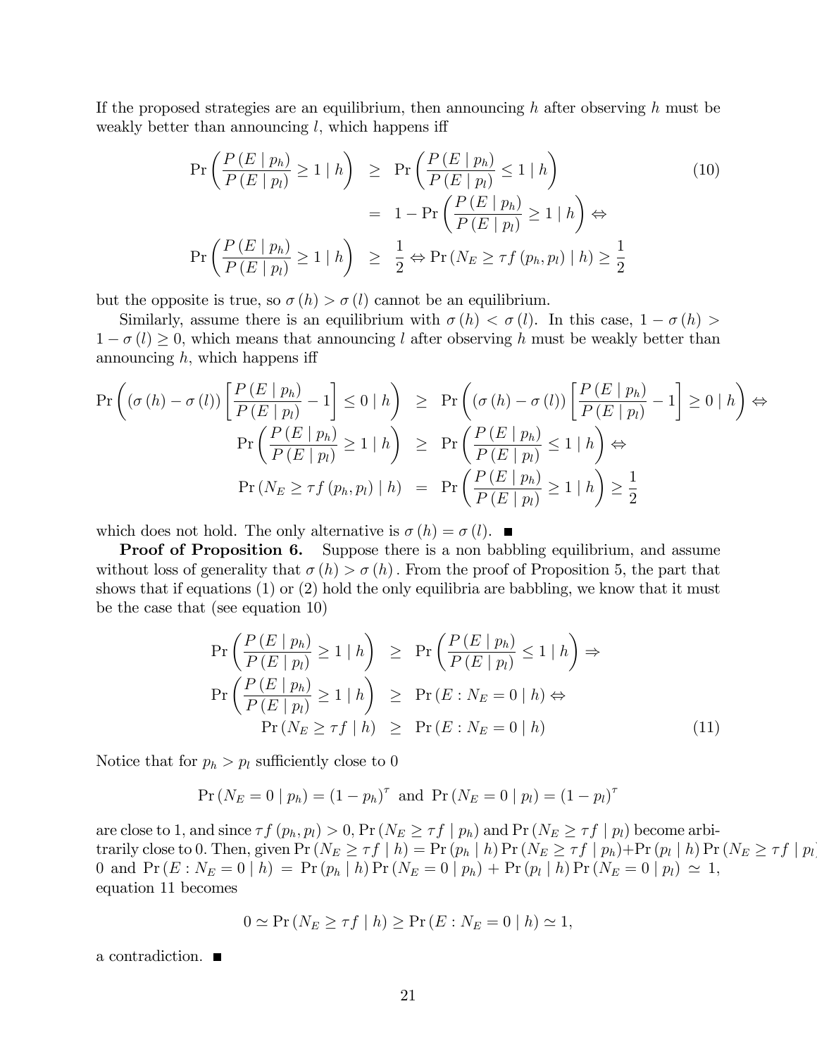If the proposed strategies are an equilibrium, then announcing $h$ after observing $h$ must be weakly better than announcing $l$, which happens iff

$$
\begin{aligned}
\Pr\left(\frac{P(E \mid p_h)}{P(E \mid p_l)} \geq 1 \mid h\right) &\geq \Pr\left(\frac{P(E \mid p_h)}{P(E \mid p_l)} \leq 1 \mid h\right) \\
&= 1 - \Pr\left(\frac{P(E \mid p_h)}{P(E \mid p_l)} \geq 1 \mid h\right) \Leftrightarrow \\
\Pr\left(\frac{P(E \mid p_h)}{P(E \mid p_l)} \geq 1 \mid h\right) &\geq \frac{1}{2} \Leftrightarrow \Pr\left(N_E \geq \tau f(p_h, p_l) \mid h\right) \geq \frac{1}{2}
\end{aligned}
\tag{10}
$$

but the opposite is true, so $\sigma(h) > \sigma(l)$ cannot be an equilibrium.

Similarly, assume there is an equilibrium with $\sigma(h) < \sigma(l)$. In this case, $1 - \sigma(h) > 1 - \sigma(l) \geq 0$, which means that announcing $l$ after observing $h$ must be weakly better than announcing $h$, which happens iff

$$
\begin{aligned}
\Pr\left((\sigma(h) - \sigma(l))\left[\frac{P(E \mid p_h)}{P(E \mid p_l)} - 1\right] \leq 0 \mid h\right) &\geq \Pr\left((\sigma(h) - \sigma(l))\left[\frac{P(E \mid p_h)}{P(E \mid p_l)} - 1\right] \geq 0 \mid h\right) \Leftrightarrow \\
\Pr\left(\frac{P(E \mid p_h)}{P(E \mid p_l)} \geq 1 \mid h\right) &\geq \Pr\left(\frac{P(E \mid p_h)}{P(E \mid p_l)} \leq 1 \mid h\right) \Leftrightarrow \\
\Pr\left(N_E \geq \tau f(p_h, p_l) \mid h\right) &= \Pr\left(\frac{P(E \mid p_h)}{P(E \mid p_l)} \geq 1 \mid h\right) \geq \frac{1}{2}
\end{aligned}
$$

which does not hold. The only alternative is $\sigma(h) = \sigma(l)$. ■

**Proof of Proposition 6.** Suppose there is a non babbling equilibrium, and assume without loss of generality that $\sigma(h) > \sigma(h)$. From the proof of Proposition 5, the part that shows that if equations (1) or (2) hold the only equilibria are babbling, we know that it must be the case that (see equation 10)

$$
\begin{aligned}
\Pr\left(\frac{P(E \mid p_h)}{P(E \mid p_l)} \geq 1 \mid h\right) &\geq \Pr\left(\frac{P(E \mid p_h)}{P(E \mid p_l)} \leq 1 \mid h\right) \Rightarrow \\
\Pr\left(\frac{P(E \mid p_h)}{P(E \mid p_l)} \geq 1 \mid h\right) &\geq \Pr\left(E : N_E = 0 \mid h\right) \Leftrightarrow \\
\Pr\left(N_E \geq \tau f \mid h\right) &\geq \Pr\left(E : N_E = 0 \mid h\right)
\end{aligned}
\tag{11}
$$

Notice that for $p_h > p_l$ sufficiently close to 0

$$
\Pr(N_E = 0 \mid p_h) = (1 - p_h)^{\tau} \text{ and } \Pr(N_E = 0 \mid p_l) = (1 - p_l)^{\tau}
$$

are close to 1, and since $\tau f(p_h, p_l) > 0$, $\Pr(N_E \geq \tau f \mid p_h)$ and $\Pr(N_E \geq \tau f \mid p_l)$ become arbitrarily close to 0. Then, given $\Pr(N_E \geq \tau f \mid h) = \Pr(p_h \mid h)\Pr(N_E \geq \tau f \mid p_h) + \Pr(p_l \mid h)\Pr(N_E \geq \tau f \mid p_l)$ 0 and $\Pr(E : N_E = 0 \mid h) = \Pr(p_h \mid h)\Pr(N_E = 0 \mid p_h) + \Pr(p_l \mid h)\Pr(N_E = 0 \mid p_l) \simeq 1$, equation 11 becomes

$$
0 \simeq \Pr(N_E \geq \tau f \mid h) \geq \Pr(E : N_E = 0 \mid h) \simeq 1,
$$

a contradiction. ■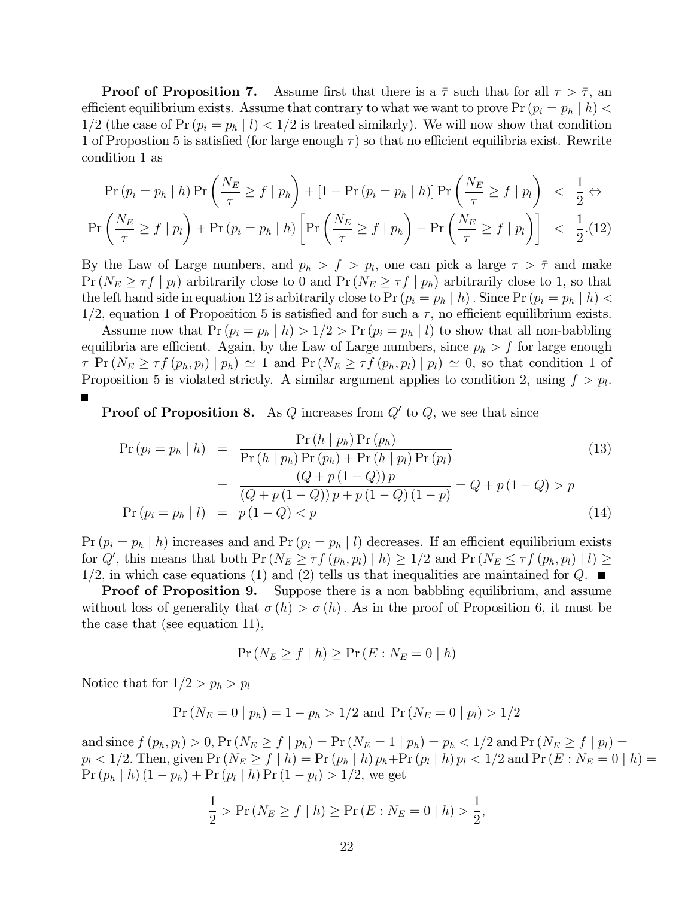**Proof of Proposition 7.** Assume first that there is a $\bar{\tau}$ such that for all $\tau > \bar{\tau}$, an efficient equilibrium exists. Assume that contrary to what we want to prove $\Pr(p_i = p_h \mid h) < 1/2$ (the case of $\Pr(p_i = p_h \mid l) < 1/2$ is treated similarly). We will now show that condition 1 of Propostion 5 is satisfied (for large enough $\tau$) so that no efficient equilibria exist. Rewrite condition 1 as

$$
\begin{aligned}
\Pr(p_i = p_h \mid h) \Pr\left(\frac{N_E}{\tau} \geq f \mid p_h\right) + [1 - \Pr(p_i = p_h \mid h)] \Pr\left(\frac{N_E}{\tau} \geq f \mid p_l\right) &< \frac{1}{2} \Leftrightarrow \\
\Pr\left(\frac{N_E}{\tau} \geq f \mid p_l\right) + \Pr(p_i = p_h \mid h)\left[\Pr\left(\frac{N_E}{\tau} \geq f \mid p_h\right) - \Pr\left(\frac{N_E}{\tau} \geq f \mid p_l\right)\right] &< \frac{1}{2}. \quad (12)
\end{aligned}
$$

By the Law of Large numbers, and $p_h > f > p_l$, one can pick a large $\tau > \bar{\tau}$ and make $\Pr(N_E \geq \tau f \mid p_l)$ arbitrarily close to 0 and $\Pr(N_E \geq \tau f \mid p_h)$ arbitrarily close to 1, so that the left hand side in equation 12 is arbitrarily close to $\Pr(p_i = p_h \mid h)$. Since $\Pr(p_i = p_h \mid h) < 1/2$, equation 1 of Proposition 5 is satisfied and for such a $\tau$, no efficient equilibrium exists.

Assume now that $\Pr(p_i = p_h \mid h) > 1/2 > \Pr(p_i = p_h \mid l)$ to show that all non-babbling equilibria are efficient. Again, by the Law of Large numbers, since $p_h > f$ for large enough $\tau$ $\Pr(N_E \geq \tau f(p_h, p_l) \mid p_h) \simeq 1$ and $\Pr(N_E \geq \tau f(p_h, p_l) \mid p_l) \simeq 0$, so that condition 1 of Proposition 5 is violated strictly. A similar argument applies to condition 2, using $f > p_l$. ■

**Proof of Proposition 8.** As $Q$ increases from $Q'$ to $Q$, we see that since

$$
\begin{aligned}
\Pr(p_i = p_h \mid h) &= \frac{\Pr(h \mid p_h)\Pr(p_h)}{\Pr(h \mid p_h)\Pr(p_h) + \Pr(h \mid p_l)\Pr(p_l)} \quad (13)\\
&= \frac{(Q + p(1-Q))\,p}{(Q + p(1-Q))\,p + p(1-Q)(1-p)} = Q + p(1-Q) > p \\
\Pr(p_i = p_h \mid l) &= p(1-Q) < p \quad (14)
\end{aligned}
$$

$\Pr(p_i = p_h \mid h)$ increases and and $\Pr(p_i = p_h \mid l)$ decreases. If an efficient equilibrium exists for $Q'$, this means that both $\Pr(N_E \geq \tau f(p_h, p_l) \mid h) \geq 1/2$ and $\Pr(N_E \leq \tau f(p_h, p_l) \mid l) \geq 1/2$, in which case equations (1) and (2) tells us that inequalities are maintained for $Q$. ■

**Proof of Proposition 9.** Suppose there is a non babbling equilibrium, and assume without loss of generality that $\sigma(h) > \sigma(h)$. As in the proof of Proposition 6, it must be the case that (see equation 11),

$$
\Pr(N_E \geq f \mid h) \geq \Pr(E : N_E = 0 \mid h)
$$

Notice that for $1/2 > p_h > p_l$

$$
\Pr(N_E = 0 \mid p_h) = 1 - p_h > 1/2 \text{ and } \Pr(N_E = 0 \mid p_l) > 1/2
$$

and since $f(p_h, p_l) > 0$, $\Pr(N_E \geq f \mid p_h) = \Pr(N_E = 1 \mid p_h) = p_h < 1/2$ and $\Pr(N_E \geq f \mid p_l) = p_l < 1/2$. Then, given $\Pr(N_E \geq f \mid h) = \Pr(p_h \mid h)\,p_h + \Pr(p_l \mid h)\,p_l < 1/2$ and $\Pr(E : N_E = 0 \mid h) = \Pr(p_h \mid h)(1 - p_h) + \Pr(p_l \mid h)\Pr(1 - p_l) > 1/2$, we get

$$
\frac{1}{2} > \Pr(N_E \geq f \mid h) \geq \Pr(E : N_E = 0 \mid h) > \frac{1}{2},
$$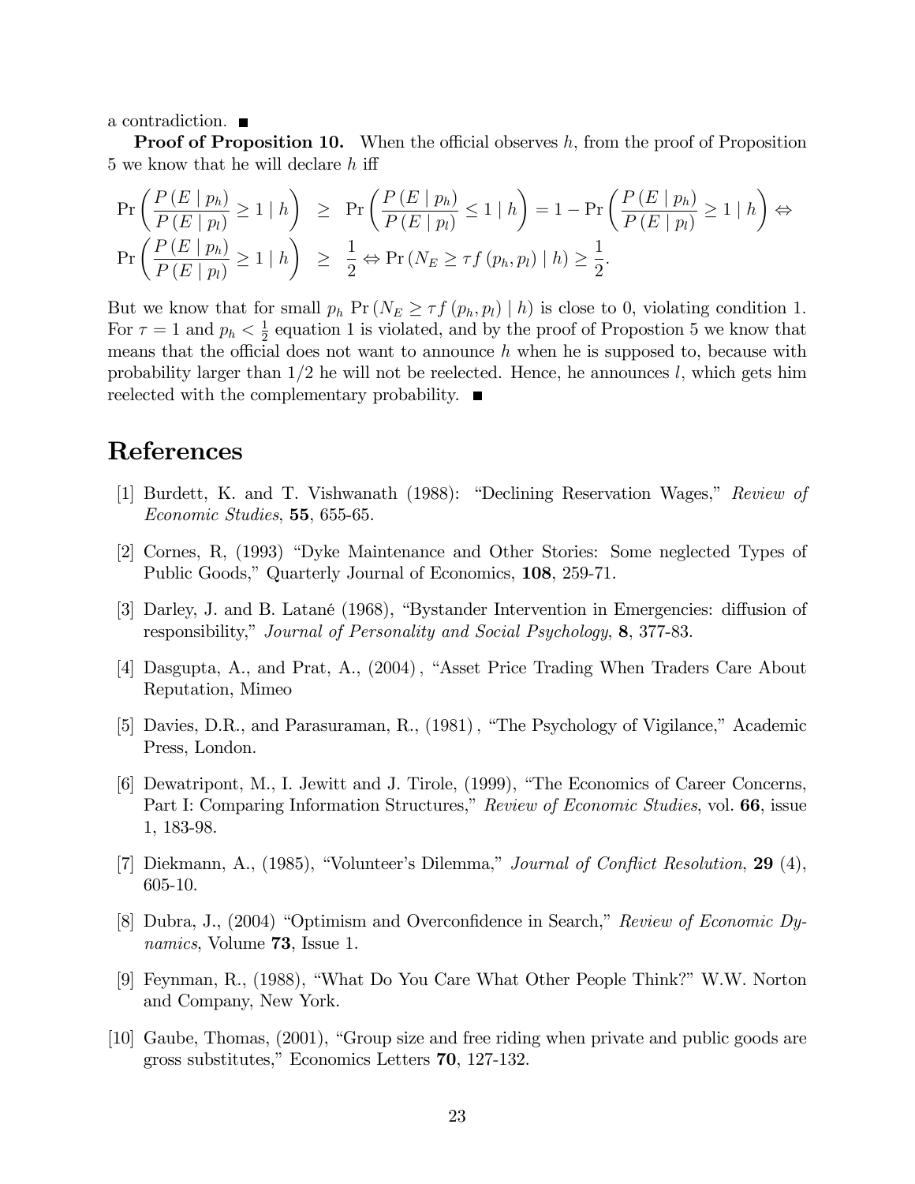a contradiction. ■

**Proof of Proposition 10.** When the official observes $h$, from the proof of Proposition 5 we know that he will declare $h$ iff

$$
\begin{aligned}
\Pr\left(\frac{P(E \mid p_h)}{P(E \mid p_l)} \geq 1 \mid h\right) &\geq \Pr\left(\frac{P(E \mid p_h)}{P(E \mid p_l)} \leq 1 \mid h\right) = 1 - \Pr\left(\frac{P(E \mid p_h)}{P(E \mid p_l)} \geq 1 \mid h\right) \Leftrightarrow \\
\Pr\left(\frac{P(E \mid p_h)}{P(E \mid p_l)} \geq 1 \mid h\right) &\geq \frac{1}{2} \Leftrightarrow \Pr\left(N_E \geq \tau f(p_h, p_l) \mid h\right) \geq \frac{1}{2}.
\end{aligned}
$$

But we know that for small $p_h$ $\Pr\left(N_E \geq \tau f(p_h, p_l) \mid h\right)$ is close to 0, violating condition 1. For $\tau = 1$ and $p_h < \frac{1}{2}$ equation 1 is violated, and by the proof of Propostion 5 we know that means that the official does not want to announce $h$ when he is supposed to, because with probability larger than $1/2$ he will not be reelected. Hence, he announces $l$, which gets him reelected with the complementary probability. ■

# References

[1] Burdett, K. and T. Vishwanath (1988): "Declining Reservation Wages," *Review of Economic Studies*, **55**, 655-65.

[2] Cornes, R, (1993) "Dyke Maintenance and Other Stories: Some neglected Types of Public Goods," Quarterly Journal of Economics, **108**, 259-71.

[3] Darley, J. and B. Latané (1968), "Bystander Intervention in Emergencies: diffusion of responsibility," *Journal of Personality and Social Psychology*, **8**, 377-83.

[4] Dasgupta, A., and Prat, A., (2004), "Asset Price Trading When Traders Care About Reputation, Mimeo

[5] Davies, D.R., and Parasuraman, R., (1981), "The Psychology of Vigilance," Academic Press, London.

[6] Dewatripont, M., I. Jewitt and J. Tirole, (1999), "The Economics of Career Concerns, Part I: Comparing Information Structures," *Review of Economic Studies*, vol. **66**, issue 1, 183-98.

[7] Diekmann, A., (1985), "Volunteer's Dilemma," *Journal of Conflict Resolution*, **29** (4), 605-10.

[8] Dubra, J., (2004) "Optimism and Overconfidence in Search," *Review of Economic Dynamics*, Volume **73**, Issue 1.

[9] Feynman, R., (1988), "What Do You Care What Other People Think?" W.W. Norton and Company, New York.

[10] Gaube, Thomas, (2001), "Group size and free riding when private and public goods are gross substitutes," Economics Letters **70**, 127-132.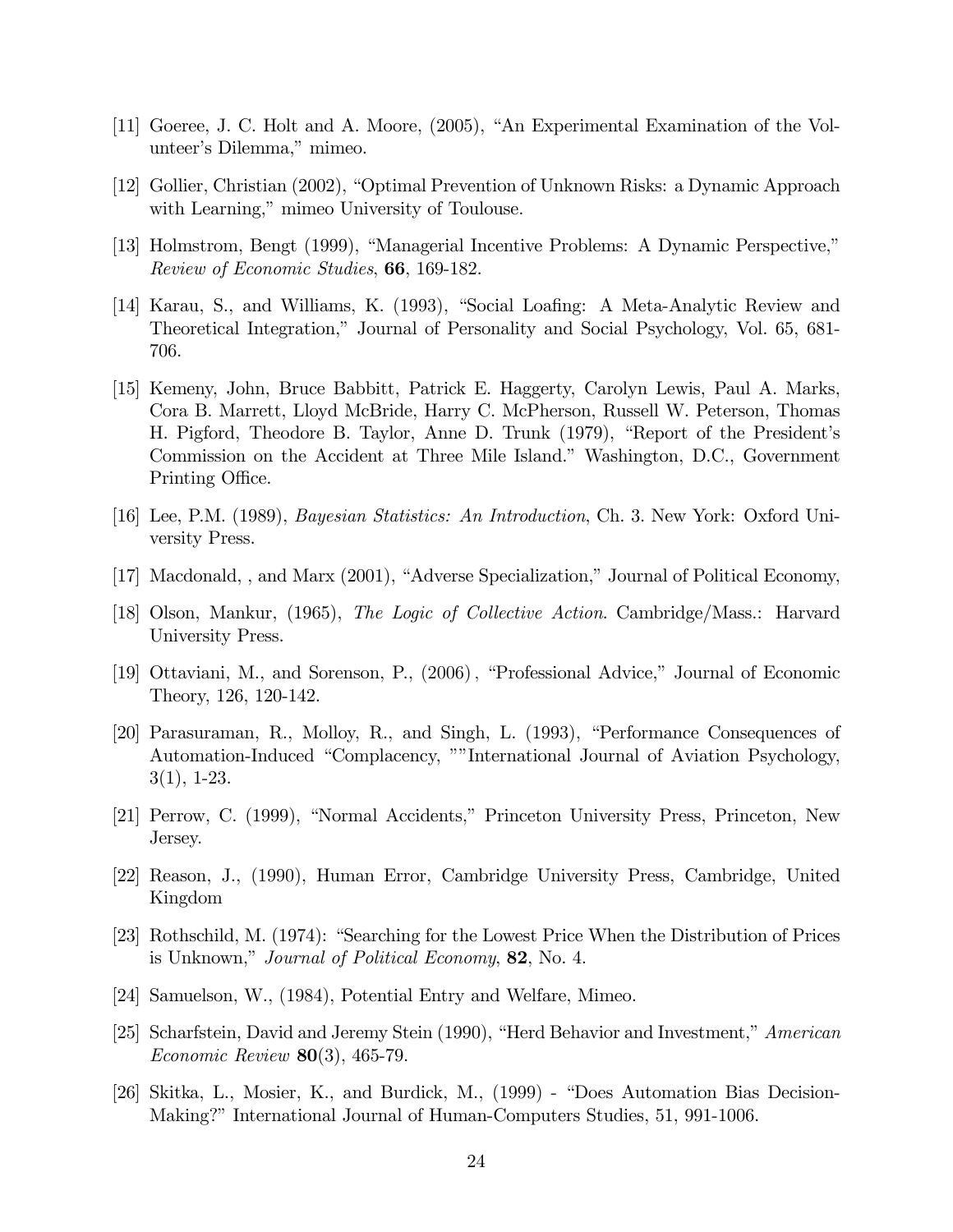[11] Goeree, J. C. Holt and A. Moore, (2005), "An Experimental Examination of the Volunteer's Dilemma," mimeo.

[12] Gollier, Christian (2002), "Optimal Prevention of Unknown Risks: a Dynamic Approach with Learning," mimeo University of Toulouse.

[13] Holmstrom, Bengt (1999), "Managerial Incentive Problems: A Dynamic Perspective," *Review of Economic Studies*, **66**, 169-182.

[14] Karau, S., and Williams, K. (1993), "Social Loafing: A Meta-Analytic Review and Theoretical Integration," Journal of Personality and Social Psychology, Vol. 65, 681-706.

[15] Kemeny, John, Bruce Babbitt, Patrick E. Haggerty, Carolyn Lewis, Paul A. Marks, Cora B. Marrett, Lloyd McBride, Harry C. McPherson, Russell W. Peterson, Thomas H. Pigford, Theodore B. Taylor, Anne D. Trunk (1979), "Report of the President's Commission on the Accident at Three Mile Island." Washington, D.C., Government Printing Office.

[16] Lee, P.M. (1989), *Bayesian Statistics: An Introduction*, Ch. 3. New York: Oxford University Press.

[17] Macdonald, , and Marx (2001), "Adverse Specialization," Journal of Political Economy,

[18] Olson, Mankur, (1965), *The Logic of Collective Action*. Cambridge/Mass.: Harvard University Press.

[19] Ottaviani, M., and Sorenson, P., (2006) , "Professional Advice," Journal of Economic Theory, 126, 120-142.

[20] Parasuraman, R., Molloy, R., and Singh, L. (1993), "Performance Consequences of Automation-Induced "Complacency, ""International Journal of Aviation Psychology, 3(1), 1-23.

[21] Perrow, C. (1999), "Normal Accidents," Princeton University Press, Princeton, New Jersey.

[22] Reason, J., (1990), Human Error, Cambridge University Press, Cambridge, United Kingdom

[23] Rothschild, M. (1974): "Searching for the Lowest Price When the Distribution of Prices is Unknown," *Journal of Political Economy*, **82**, No. 4.

[24] Samuelson, W., (1984), Potential Entry and Welfare, Mimeo.

[25] Scharfstein, David and Jeremy Stein (1990), "Herd Behavior and Investment," *American Economic Review* **80**(3), 465-79.

[26] Skitka, L., Mosier, K., and Burdick, M., (1999) - "Does Automation Bias Decision-Making?" International Journal of Human-Computers Studies, 51, 991-1006.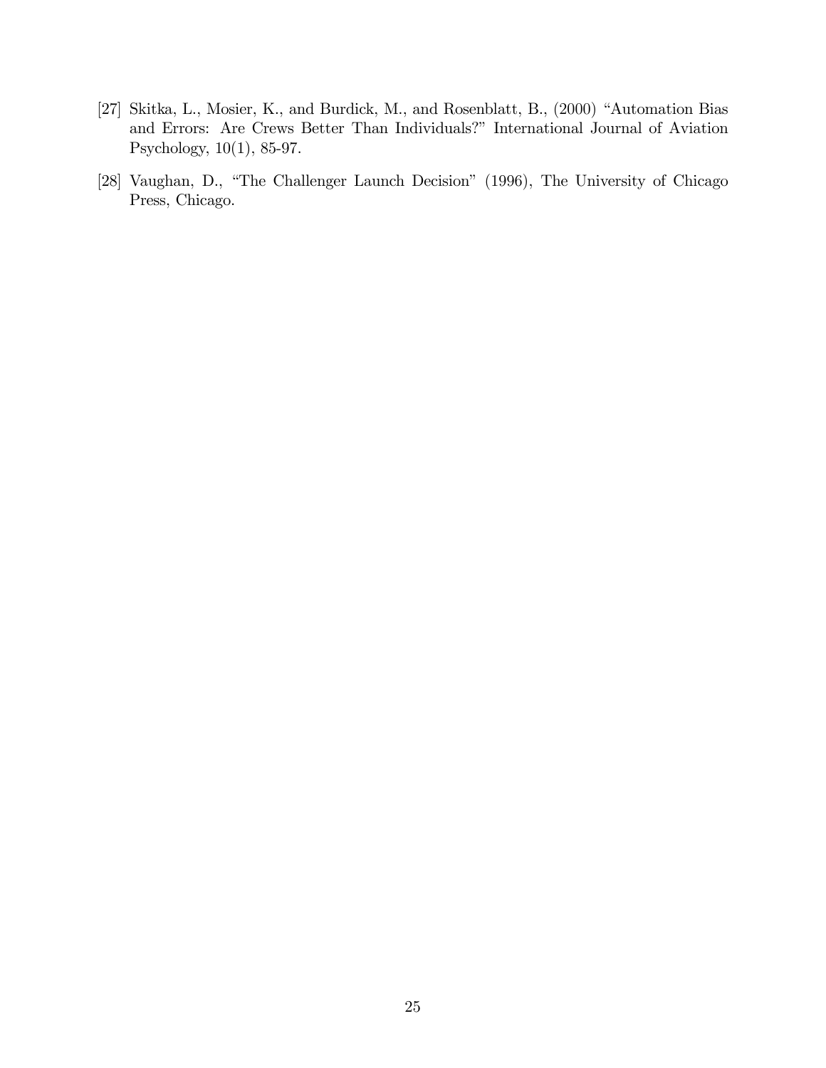[27] Skitka, L., Mosier, K., and Burdick, M., and Rosenblatt, B., (2000) "Automation Bias and Errors: Are Crews Better Than Individuals?" International Journal of Aviation Psychology, 10(1), 85-97.

[28] Vaughan, D., "The Challenger Launch Decision" (1996), The University of Chicago Press, Chicago.